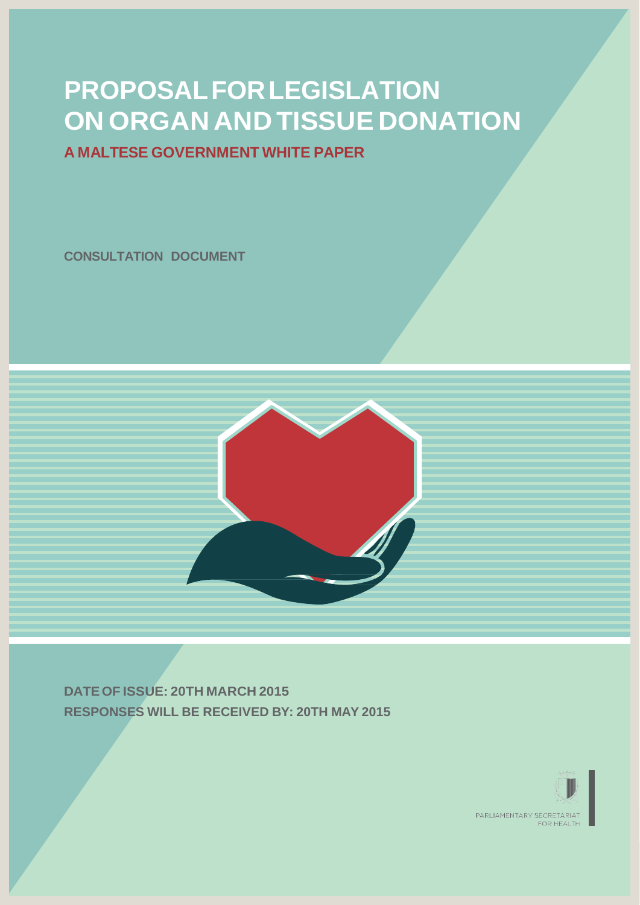# PROPOSAL FOR LEGISLATION ON ORGAN AND TISSUE DONATION

## A MALTESE GOVERNMENT WHITE PAPER

**CONSULTATION DOCUMENT**

**DATE OF ISSUE: 20TH MARCH 2015**
**RESPONSES WILL BE RECEIVED BY: 20TH MAY 2015**

PARLIAMENTARY SECRETARIAT FOR HEALTH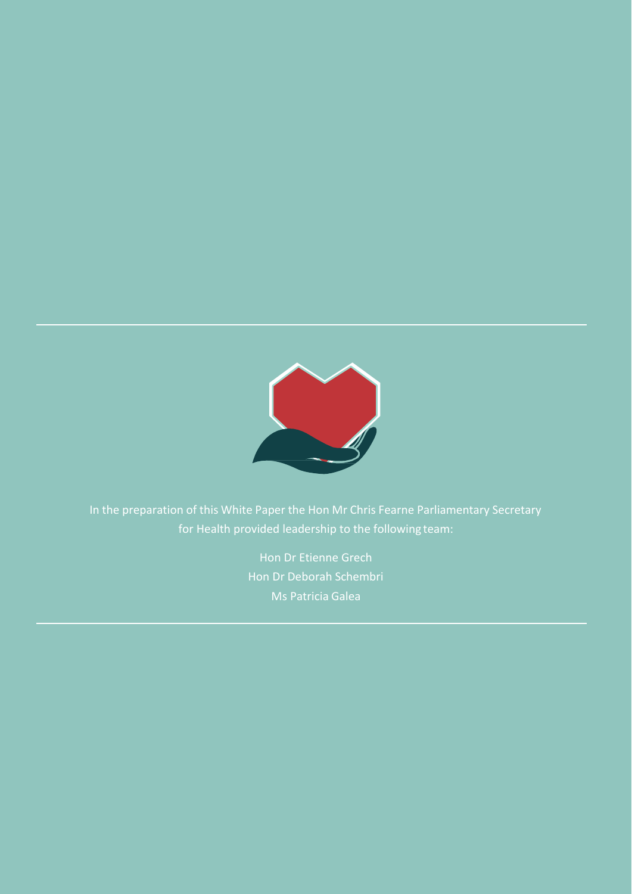In the preparation of this White Paper the Hon Mr Chris Fearne Parliamentary Secretary for Health provided leadership to the following team:

Hon Dr Etienne Grech
Hon Dr Deborah Schembri
Ms Patricia Galea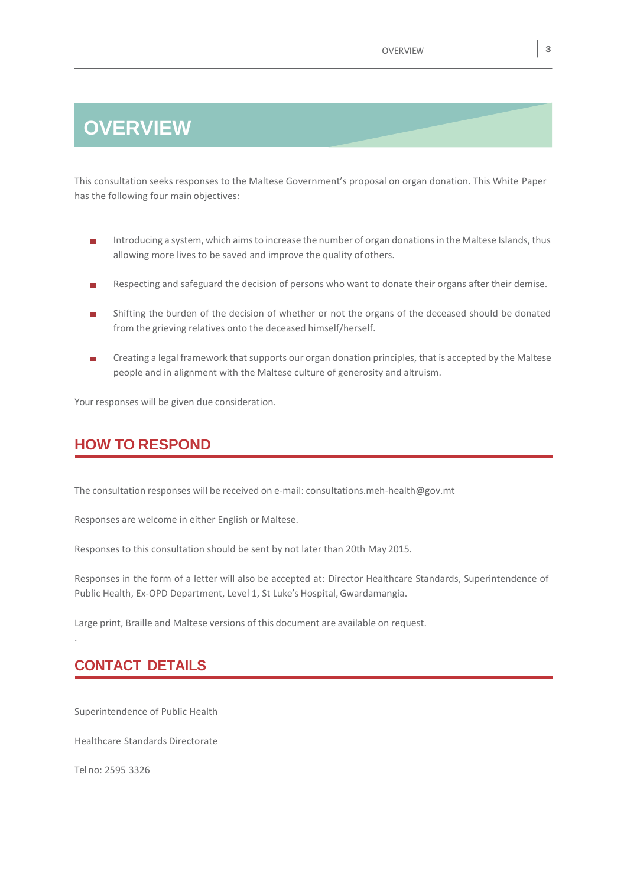# OVERVIEW

This consultation seeks responses to the Maltese Government's proposal on organ donation. This White Paper has the following four main objectives:

- Introducing a system, which aims to increase the number of organ donations in the Maltese Islands, thus allowing more lives to be saved and improve the quality of others.
- Respecting and safeguard the decision of persons who want to donate their organs after their demise.
- Shifting the burden of the decision of whether or not the organs of the deceased should be donated from the grieving relatives onto the deceased himself/herself.
- Creating a legal framework that supports our organ donation principles, that is accepted by the Maltese people and in alignment with the Maltese culture of generosity and altruism.

Your responses will be given due consideration.

## HOW TO RESPOND

The consultation responses will be received on e-mail: consultations.meh-health@gov.mt

Responses are welcome in either English or Maltese.

Responses to this consultation should be sent by not later than 20th May 2015.

Responses in the form of a letter will also be accepted at: Director Healthcare Standards, Superintendence of Public Health, Ex-OPD Department, Level 1, St Luke's Hospital, Gwardamangia.

Large print, Braille and Maltese versions of this document are available on request.

## CONTACT DETAILS

Superintendence of Public Health

Healthcare Standards Directorate

Tel no: 2595 3326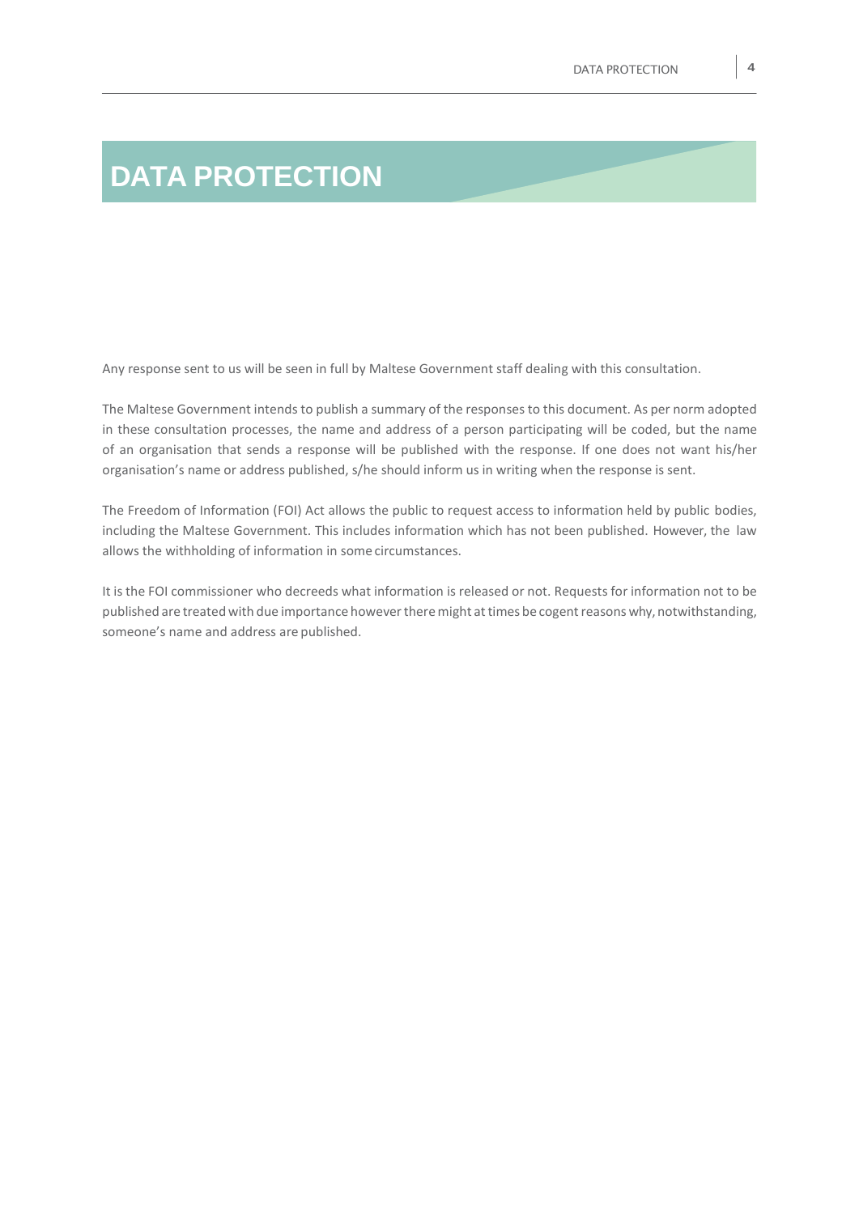# DATA PROTECTION

Any response sent to us will be seen in full by Maltese Government staff dealing with this consultation.

The Maltese Government intends to publish a summary of the responses to this document. As per norm adopted in these consultation processes, the name and address of a person participating will be coded, but the name of an organisation that sends a response will be published with the response. If one does not want his/her organisation's name or address published, s/he should inform us in writing when the response is sent.

The Freedom of Information (FOI) Act allows the public to request access to information held by public bodies, including the Maltese Government. This includes information which has not been published. However, the law allows the withholding of information in some circumstances.

It is the FOI commissioner who decreeds what information is released or not. Requests for information not to be published are treated with due importance however there might at times be cogent reasons why, notwithstanding, someone's name and address are published.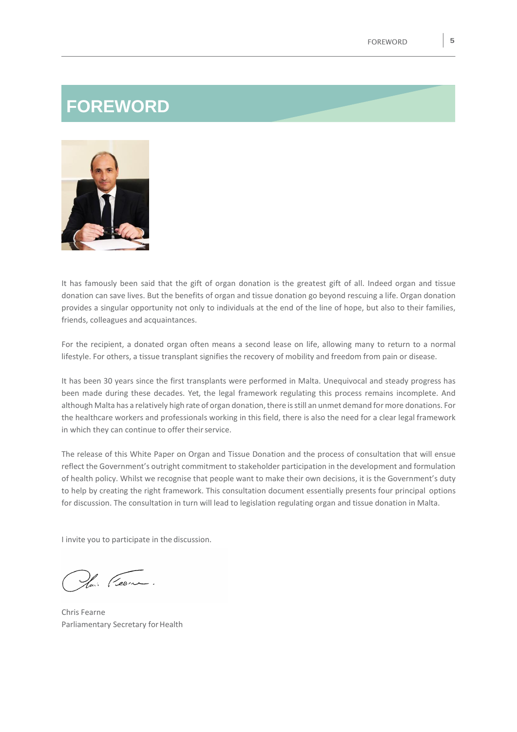# FOREWORD

It has famously been said that the gift of organ donation is the greatest gift of all. Indeed organ and tissue donation can save lives. But the benefits of organ and tissue donation go beyond rescuing a life. Organ donation provides a singular opportunity not only to individuals at the end of the line of hope, but also to their families, friends, colleagues and acquaintances.

For the recipient, a donated organ often means a second lease on life, allowing many to return to a normal lifestyle. For others, a tissue transplant signifies the recovery of mobility and freedom from pain or disease.

It has been 30 years since the first transplants were performed in Malta. Unequivocal and steady progress has been made during these decades. Yet, the legal framework regulating this process remains incomplete. And although Malta has a relatively high rate of organ donation, there is still an unmet demand for more donations. For the healthcare workers and professionals working in this field, there is also the need for a clear legal framework in which they can continue to offer their service.

The release of this White Paper on Organ and Tissue Donation and the process of consultation that will ensue reflect the Government's outright commitment to stakeholder participation in the development and formulation of health policy. Whilst we recognise that people want to make their own decisions, it is the Government's duty to help by creating the right framework. This consultation document essentially presents four principal options for discussion. The consultation in turn will lead to legislation regulating organ and tissue donation in Malta.

I invite you to participate in the discussion.

Chris Fearne
Parliamentary Secretary for Health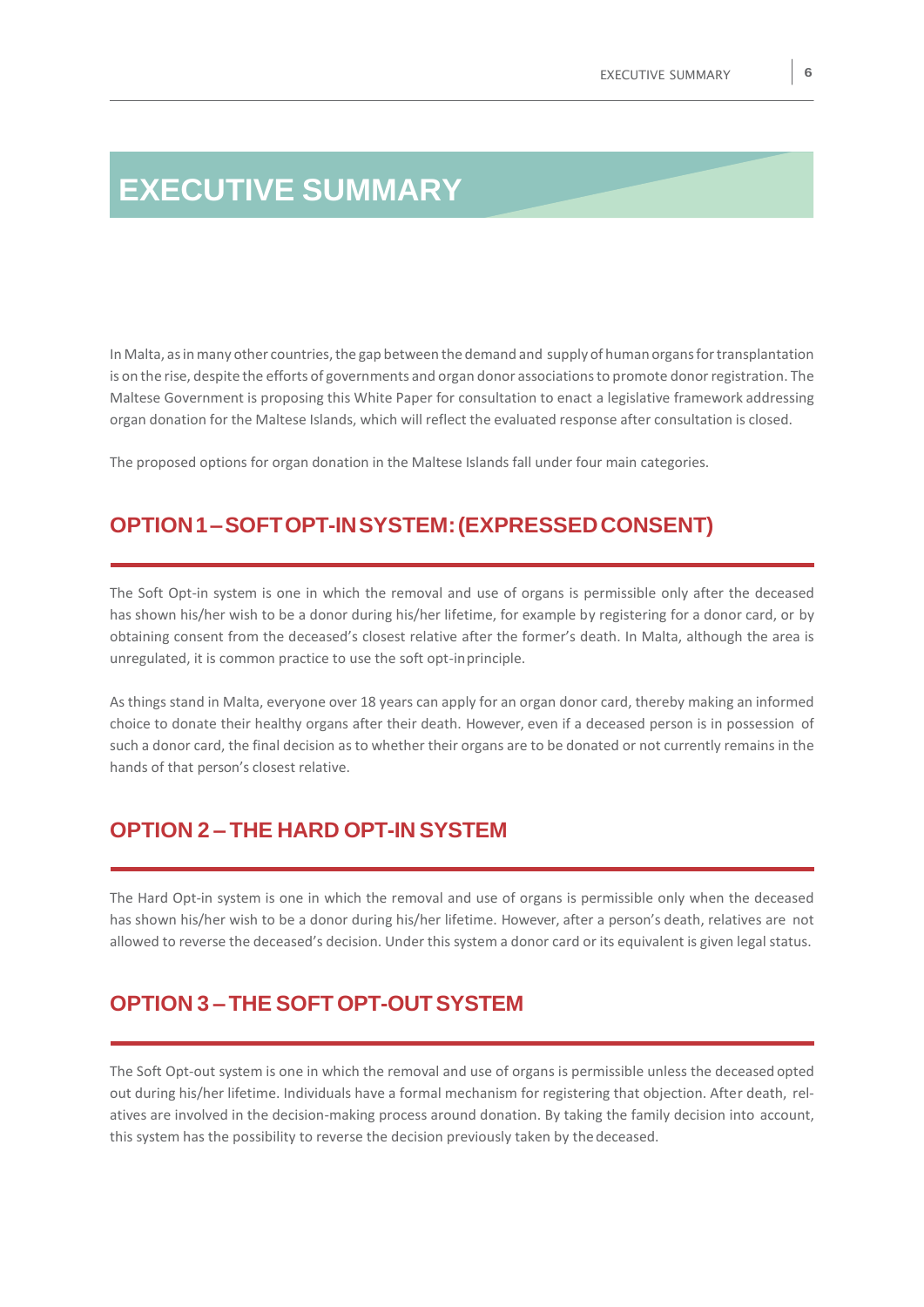# EXECUTIVE SUMMARY

In Malta, as in many other countries, the gap between the demand and supply of human organs for transplantation is on the rise, despite the efforts of governments and organ donor associations to promote donor registration. The Maltese Government is proposing this White Paper for consultation to enact a legislative framework addressing organ donation for the Maltese Islands, which will reflect the evaluated response after consultation is closed.

The proposed options for organ donation in the Maltese Islands fall under four main categories.

## OPTION 1 – SOFT OPT-IN SYSTEM: (EXPRESSED CONSENT)

The Soft Opt-in system is one in which the removal and use of organs is permissible only after the deceased has shown his/her wish to be a donor during his/her lifetime, for example by registering for a donor card, or by obtaining consent from the deceased's closest relative after the former's death. In Malta, although the area is unregulated, it is common practice to use the soft opt-in principle.

As things stand in Malta, everyone over 18 years can apply for an organ donor card, thereby making an informed choice to donate their healthy organs after their death. However, even if a deceased person is in possession of such a donor card, the final decision as to whether their organs are to be donated or not currently remains in the hands of that person's closest relative.

## OPTION 2 – THE HARD OPT-IN SYSTEM

The Hard Opt-in system is one in which the removal and use of organs is permissible only when the deceased has shown his/her wish to be a donor during his/her lifetime. However, after a person's death, relatives are not allowed to reverse the deceased's decision. Under this system a donor card or its equivalent is given legal status.

## OPTION 3 – THE SOFT OPT-OUT SYSTEM

The Soft Opt-out system is one in which the removal and use of organs is permissible unless the deceased opted out during his/her lifetime. Individuals have a formal mechanism for registering that objection. After death, relatives are involved in the decision-making process around donation. By taking the family decision into account, this system has the possibility to reverse the decision previously taken by the deceased.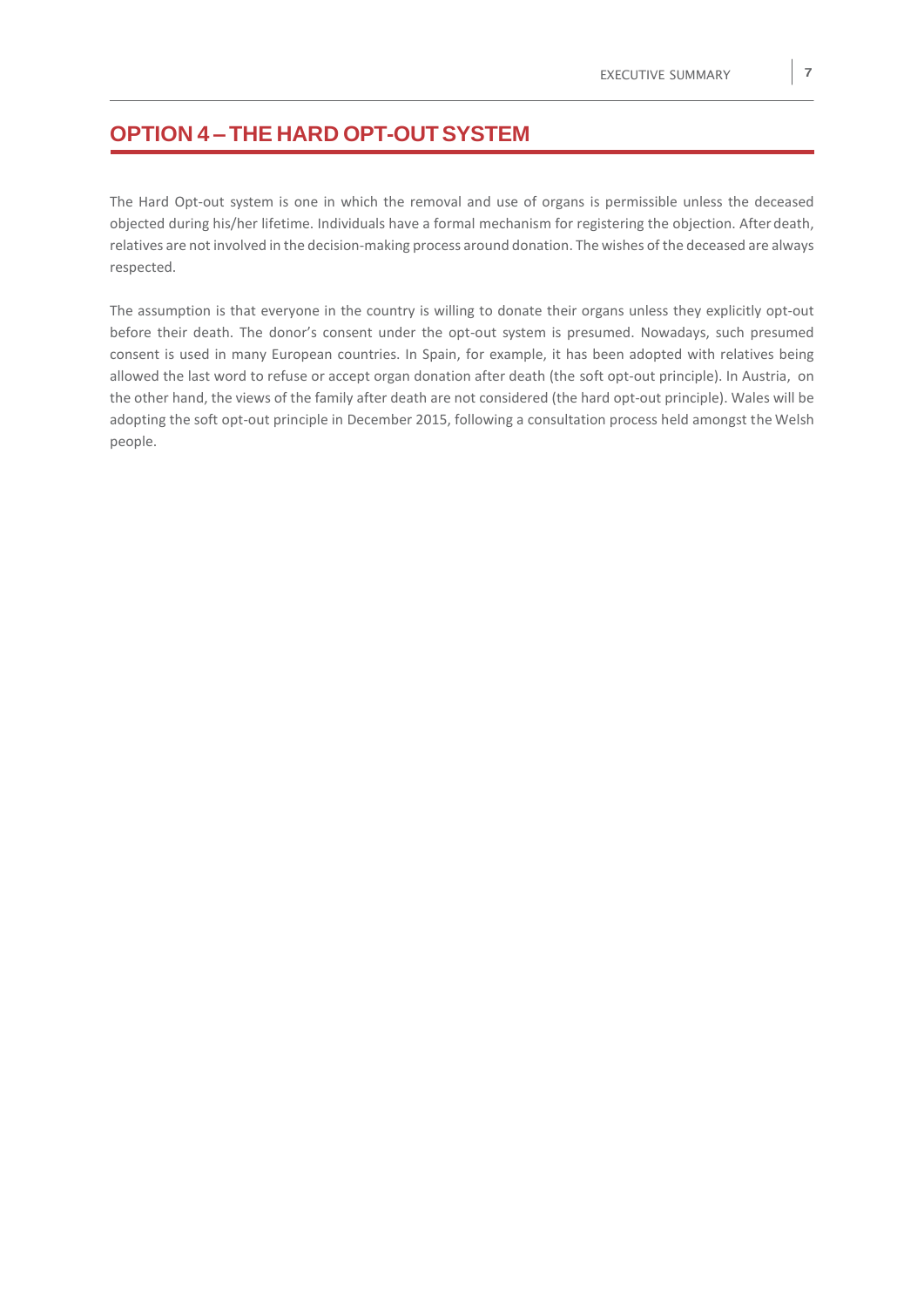## OPTION 4 – THE HARD OPT-OUT SYSTEM

The Hard Opt-out system is one in which the removal and use of organs is permissible unless the deceased objected during his/her lifetime. Individuals have a formal mechanism for registering the objection. After death, relatives are not involved in the decision-making process around donation. The wishes of the deceased are always respected.

The assumption is that everyone in the country is willing to donate their organs unless they explicitly opt-out before their death. The donor's consent under the opt-out system is presumed. Nowadays, such presumed consent is used in many European countries. In Spain, for example, it has been adopted with relatives being allowed the last word to refuse or accept organ donation after death (the soft opt-out principle). In Austria, on the other hand, the views of the family after death are not considered (the hard opt-out principle). Wales will be adopting the soft opt-out principle in December 2015, following a consultation process held amongst the Welsh people.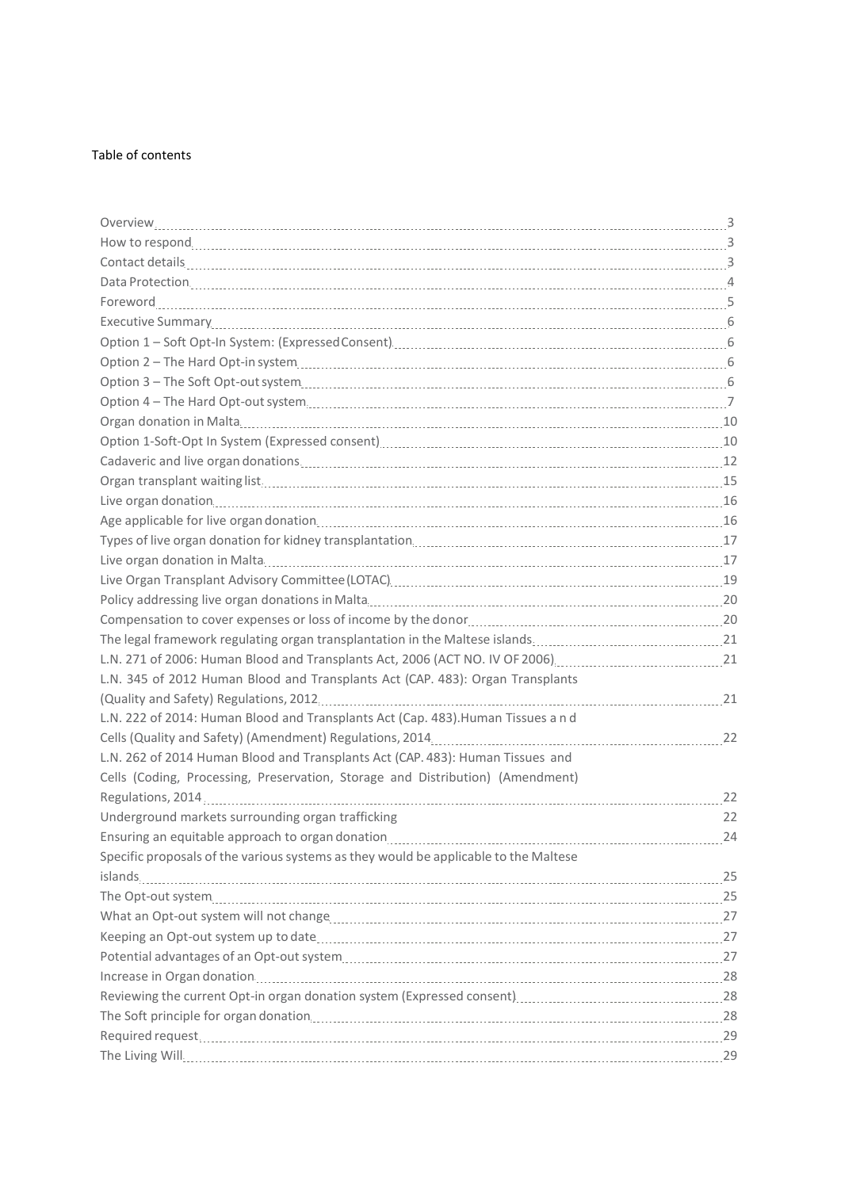Table of contents

| | |
|---|---|
| Overview | 3 |
| How to respond | 3 |
| Contact details | 3 |
| Data Protection | 4 |
| Foreword | 5 |
| Executive Summary | 6 |
| Option 1 – Soft Opt-In System: (Expressed Consent) | 6 |
| Option 2 – The Hard Opt-in system | 6 |
| Option 3 – The Soft Opt-out system | 6 |
| Option 4 – The Hard Opt-out system | 7 |
| Organ donation in Malta | 10 |
| Option 1-Soft-Opt In System (Expressed consent) | 10 |
| Cadaveric and live organ donations | 12 |
| Organ transplant waiting list | 15 |
| Live organ donation | 16 |
| Age applicable for live organ donation | 16 |
| Types of live organ donation for kidney transplantation | 17 |
| Live organ donation in Malta | 17 |
| Live Organ Transplant Advisory Committee (LOTAC) | 19 |
| Policy addressing live organ donations in Malta | 20 |
| Compensation to cover expenses or loss of income by the donor | 20 |
| The legal framework regulating organ transplantation in the Maltese islands | 21 |
| L.N. 271 of 2006: Human Blood and Transplants Act, 2006 (ACT NO. IV OF 2006) | 21 |
| L.N. 345 of 2012 Human Blood and Transplants Act (CAP. 483): Organ Transplants (Quality and Safety) Regulations, 2012 | 21 |
| L.N. 222 of 2014: Human Blood and Transplants Act (Cap. 483).Human Tissues and Cells (Quality and Safety) (Amendment) Regulations, 2014 | 22 |
| L.N. 262 of 2014 Human Blood and Transplants Act (CAP. 483): Human Tissues and Cells (Coding, Processing, Preservation, Storage and Distribution) (Amendment) Regulations, 2014 | 22 |
| Underground markets surrounding organ trafficking | 22 |
| Ensuring an equitable approach to organ donation | 24 |
| Specific proposals of the various systems as they would be applicable to the Maltese islands | 25 |
| The Opt-out system | 25 |
| What an Opt-out system will not change | 27 |
| Keeping an Opt-out system up to date | 27 |
| Potential advantages of an Opt-out system | 27 |
| Increase in Organ donation | 28 |
| Reviewing the current Opt-in organ donation system (Expressed consent) | 28 |
| The Soft principle for organ donation | 28 |
| Required request | 29 |
| The Living Will | 29 |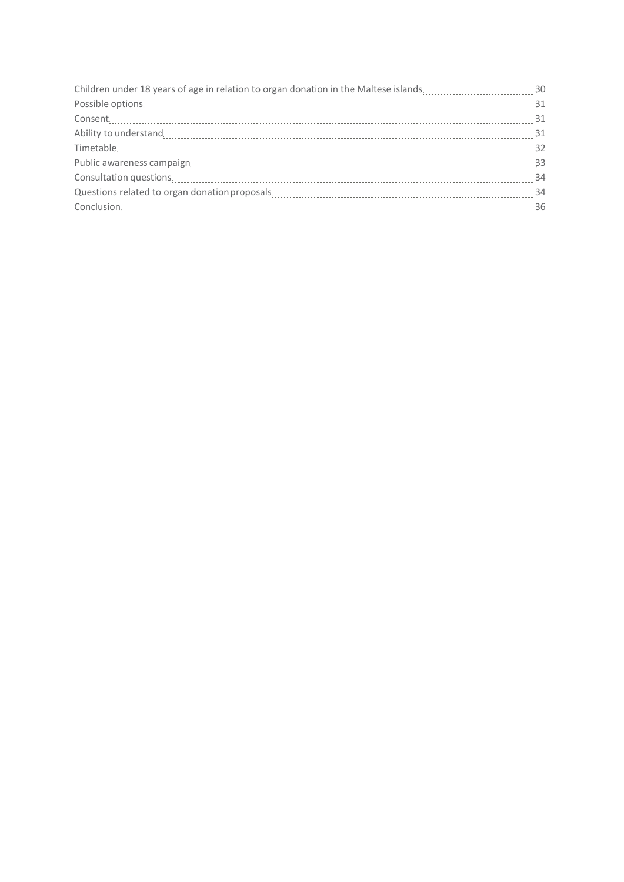Children under 18 years of age in relation to organ donation in the Maltese islands ........ 30
Possible options ........ 31
Consent ........ 31
Ability to understand ........ 31
Timetable ........ 32
Public awareness campaign ........ 33
Consultation questions ........ 34
Questions related to organ donation proposals ........ 34
Conclusion ........ 36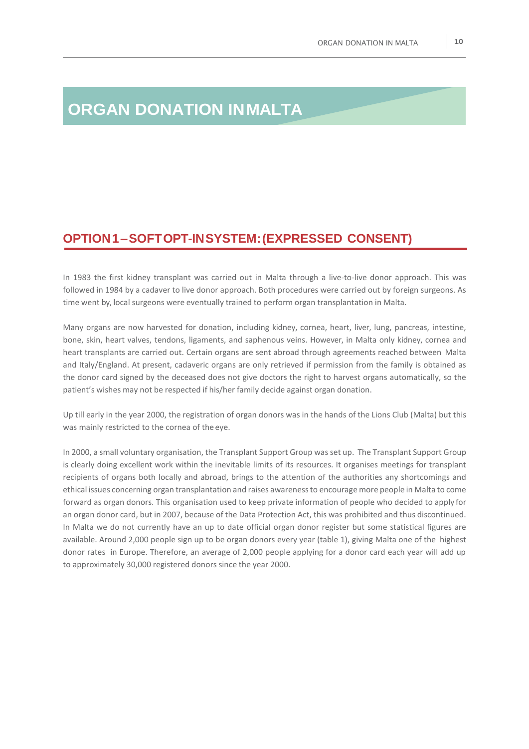# ORGAN DONATION IN MALTA

## OPTION 1 – SOFT OPT-IN SYSTEM: (EXPRESSED CONSENT)

In 1983 the first kidney transplant was carried out in Malta through a live-to-live donor approach. This was followed in 1984 by a cadaver to live donor approach. Both procedures were carried out by foreign surgeons. As time went by, local surgeons were eventually trained to perform organ transplantation in Malta.

Many organs are now harvested for donation, including kidney, cornea, heart, liver, lung, pancreas, intestine, bone, skin, heart valves, tendons, ligaments, and saphenous veins. However, in Malta only kidney, cornea and heart transplants are carried out. Certain organs are sent abroad through agreements reached between Malta and Italy/England. At present, cadaveric organs are only retrieved if permission from the family is obtained as the donor card signed by the deceased does not give doctors the right to harvest organs automatically, so the patient's wishes may not be respected if his/her family decide against organ donation.

Up till early in the year 2000, the registration of organ donors was in the hands of the Lions Club (Malta) but this was mainly restricted to the cornea of the eye.

In 2000, a small voluntary organisation, the Transplant Support Group was set up. The Transplant Support Group is clearly doing excellent work within the inevitable limits of its resources. It organises meetings for transplant recipients of organs both locally and abroad, brings to the attention of the authorities any shortcomings and ethical issues concerning organ transplantation and raises awareness to encourage more people in Malta to come forward as organ donors. This organisation used to keep private information of people who decided to apply for an organ donor card, but in 2007, because of the Data Protection Act, this was prohibited and thus discontinued. In Malta we do not currently have an up to date official organ donor register but some statistical figures are available. Around 2,000 people sign up to be organ donors every year (table 1), giving Malta one of the highest donor rates in Europe. Therefore, an average of 2,000 people applying for a donor card each year will add up to approximately 30,000 registered donors since the year 2000.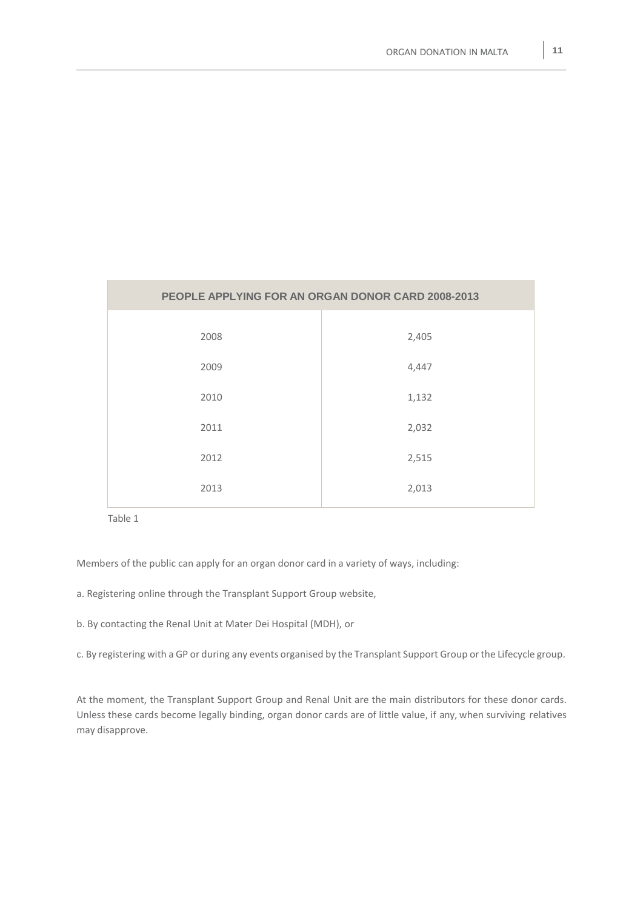| PEOPLE APPLYING FOR AN ORGAN DONOR CARD 2008-2013 | |
|---|---|
| 2008 | 2,405 |
| 2009 | 4,447 |
| 2010 | 1,132 |
| 2011 | 2,032 |
| 2012 | 2,515 |
| 2013 | 2,013 |

Table 1

Members of the public can apply for an organ donor card in a variety of ways, including:

a. Registering online through the Transplant Support Group website,

b. By contacting the Renal Unit at Mater Dei Hospital (MDH), or

c. By registering with a GP or during any events organised by the Transplant Support Group or the Lifecycle group.

At the moment, the Transplant Support Group and Renal Unit are the main distributors for these donor cards. Unless these cards become legally binding, organ donor cards are of little value, if any, when surviving relatives may disapprove.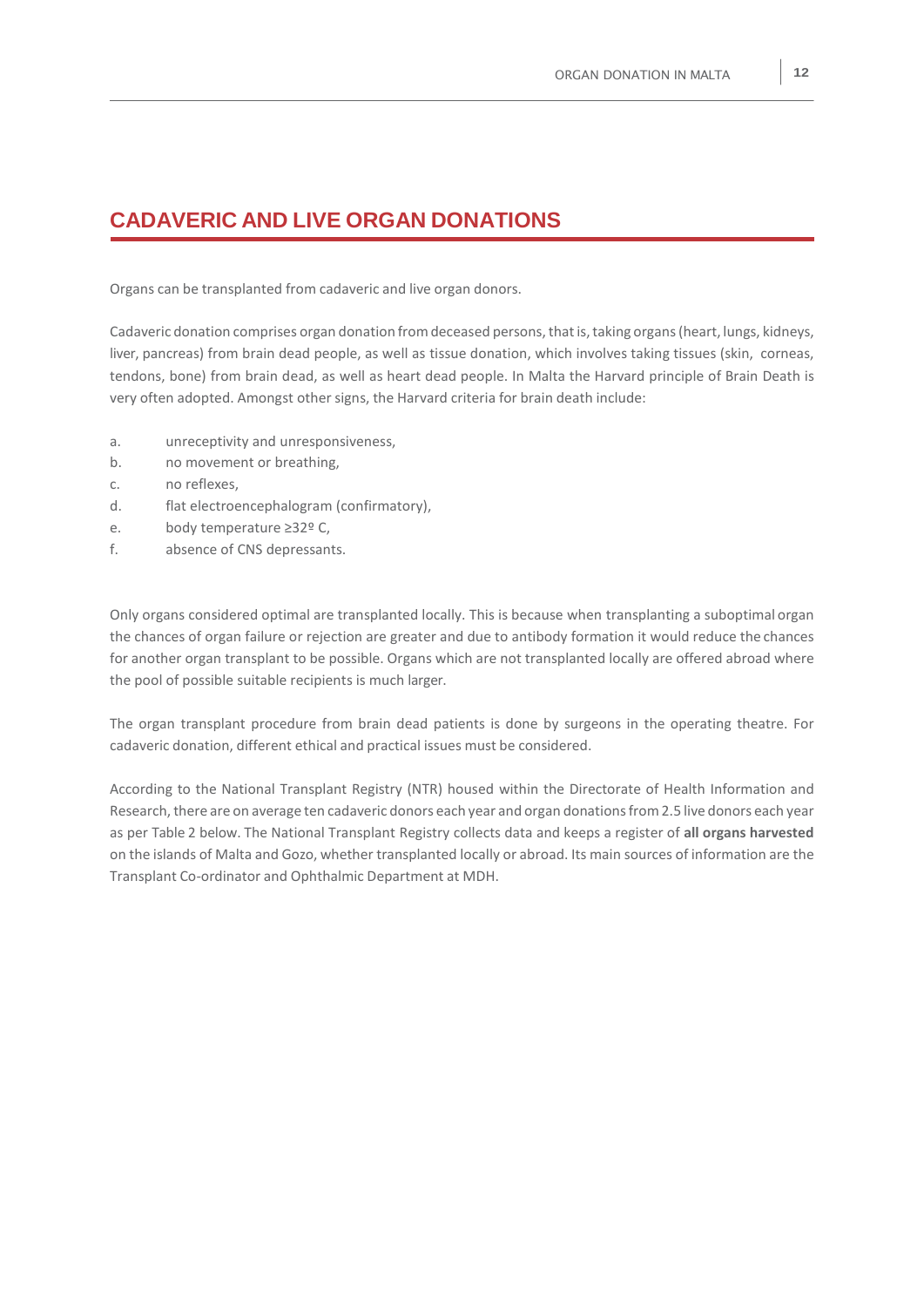## CADAVERIC AND LIVE ORGAN DONATIONS

Organs can be transplanted from cadaveric and live organ donors.

Cadaveric donation comprises organ donation from deceased persons, that is, taking organs (heart, lungs, kidneys, liver, pancreas) from brain dead people, as well as tissue donation, which involves taking tissues (skin, corneas, tendons, bone) from brain dead, as well as heart dead people. In Malta the Harvard principle of Brain Death is very often adopted. Amongst other signs, the Harvard criteria for brain death include:

a. unreceptivity and unresponsiveness,
b. no movement or breathing,
c. no reflexes,
d. flat electroencephalogram (confirmatory),
e. body temperature ≥32º C,
f. absence of CNS depressants.

Only organs considered optimal are transplanted locally. This is because when transplanting a suboptimal organ the chances of organ failure or rejection are greater and due to antibody formation it would reduce the chances for another organ transplant to be possible. Organs which are not transplanted locally are offered abroad where the pool of possible suitable recipients is much larger.

The organ transplant procedure from brain dead patients is done by surgeons in the operating theatre. For cadaveric donation, different ethical and practical issues must be considered.

According to the National Transplant Registry (NTR) housed within the Directorate of Health Information and Research, there are on average ten cadaveric donors each year and organ donations from 2.5 live donors each year as per Table 2 below. The National Transplant Registry collects data and keeps a register of **all organs harvested** on the islands of Malta and Gozo, whether transplanted locally or abroad. Its main sources of information are the Transplant Co-ordinator and Ophthalmic Department at MDH.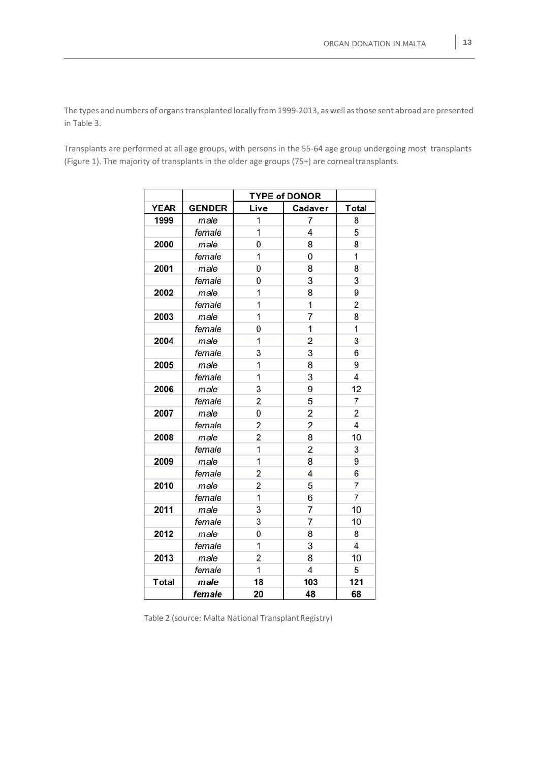The types and numbers of organs transplanted locally from 1999-2013, as well as those sent abroad are presented in Table 3.

Transplants are performed at all age groups, with persons in the 55-64 age group undergoing most transplants (Figure 1). The majority of transplants in the older age groups (75+) are corneal transplants.

| | | TYPE of DONOR | | |
|---|---|---|---|---|
| **YEAR** | **GENDER** | **Live** | **Cadaver** | **Total** |
| **1999** | *male* | 1 | 7 | 8 |
| | *female* | 1 | 4 | 5 |
| **2000** | *male* | 0 | 8 | 8 |
| | *female* | 1 | 0 | 1 |
| **2001** | *male* | 0 | 8 | 8 |
| | *female* | 0 | 3 | 3 |
| **2002** | *male* | 1 | 8 | 9 |
| | *female* | 1 | 1 | 2 |
| **2003** | *male* | 1 | 7 | 8 |
| | *female* | 0 | 1 | 1 |
| **2004** | *male* | 1 | 2 | 3 |
| | *female* | 3 | 3 | 6 |
| **2005** | *male* | 1 | 8 | 9 |
| | *female* | 1 | 3 | 4 |
| **2006** | *male* | 3 | 9 | 12 |
| | *female* | 2 | 5 | 7 |
| **2007** | *male* | 0 | 2 | 2 |
| | *female* | 2 | 2 | 4 |
| **2008** | *male* | 2 | 8 | 10 |
| | *female* | 1 | 2 | 3 |
| **2009** | *male* | 1 | 8 | 9 |
| | *female* | 2 | 4 | 6 |
| **2010** | *male* | 2 | 5 | 7 |
| | *female* | 1 | 6 | 7 |
| **2011** | *male* | 3 | 7 | 10 |
| | *female* | 3 | 7 | 10 |
| **2012** | *male* | 0 | 8 | 8 |
| | *female* | 1 | 3 | 4 |
| **2013** | *male* | 2 | 8 | 10 |
| | *female* | 1 | 4 | 5 |
| **Total** | ***male*** | **18** | **103** | **121** |
| | ***female*** | **20** | **48** | **68** |

Table 2 (source: Malta National Transplant Registry)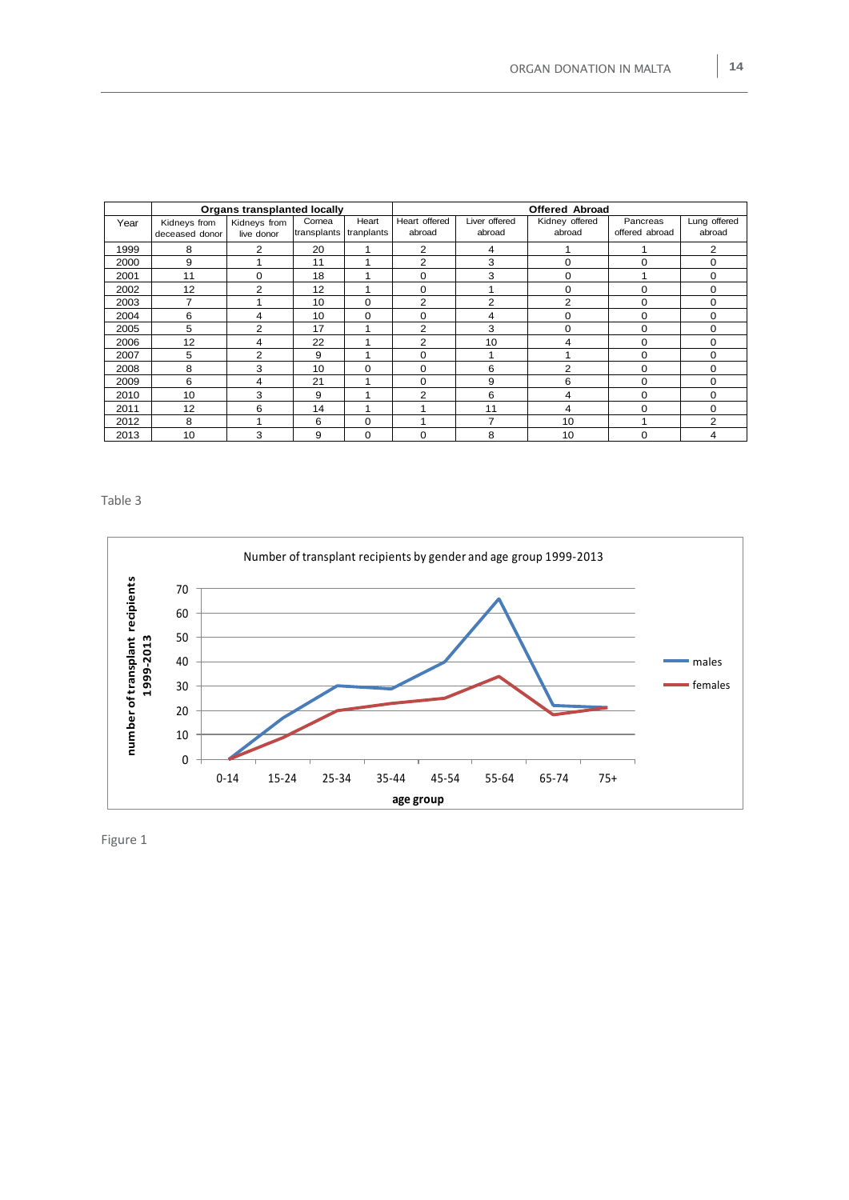| Year | Organs transplanted locally | | | | Offered Abroad | | | | |
|---|---|---|---|---|---|---|---|---|---|
| | Kidneys from deceased donor | Kidneys from live donor | Cornea transplants | Heart tranplants | Heart offered abroad | Liver offered abroad | Kidney offered abroad | Pancreas offered abroad | Lung offered abroad |
| 1999 | 8 | 2 | 20 | 1 | 2 | 4 | 1 | 1 | 2 |
| 2000 | 9 | 1 | 11 | 1 | 2 | 3 | 0 | 0 | 0 |
| 2001 | 11 | 0 | 18 | 1 | 0 | 3 | 0 | 1 | 0 |
| 2002 | 12 | 2 | 12 | 1 | 0 | 1 | 0 | 0 | 0 |
| 2003 | 7 | 1 | 10 | 0 | 2 | 2 | 2 | 0 | 0 |
| 2004 | 6 | 4 | 10 | 0 | 0 | 4 | 0 | 0 | 0 |
| 2005 | 5 | 2 | 17 | 1 | 2 | 3 | 0 | 0 | 0 |
| 2006 | 12 | 4 | 22 | 1 | 2 | 10 | 4 | 0 | 0 |
| 2007 | 5 | 2 | 9 | 1 | 0 | 1 | 1 | 0 | 0 |
| 2008 | 8 | 3 | 10 | 0 | 0 | 6 | 2 | 0 | 0 |
| 2009 | 6 | 4 | 21 | 1 | 0 | 9 | 6 | 0 | 0 |
| 2010 | 10 | 3 | 9 | 1 | 2 | 6 | 4 | 0 | 0 |
| 2011 | 12 | 6 | 14 | 1 | 1 | 11 | 4 | 0 | 0 |
| 2012 | 8 | 1 | 6 | 0 | 1 | 7 | 10 | 1 | 2 |
| 2013 | 10 | 3 | 9 | 0 | 0 | 8 | 10 | 0 | 4 |

Table 3

Figure 1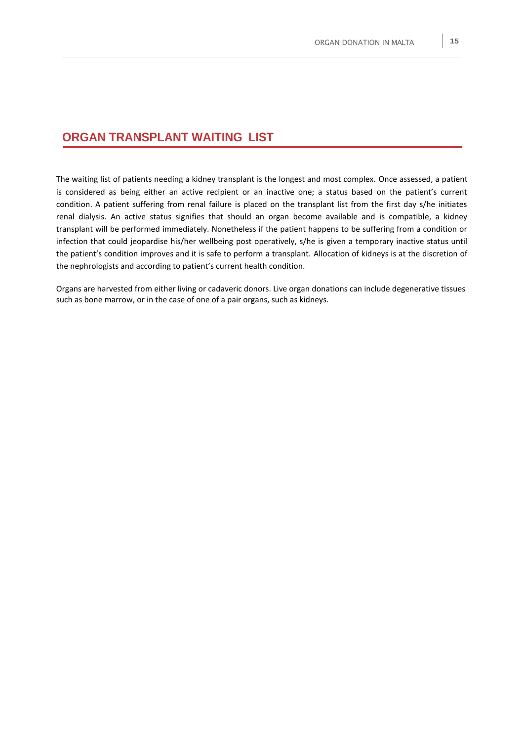## ORGAN TRANSPLANT WAITING LIST

The waiting list of patients needing a kidney transplant is the longest and most complex. Once assessed, a patient is considered as being either an active recipient or an inactive one; a status based on the patient's current condition. A patient suffering from renal failure is placed on the transplant list from the first day s/he initiates renal dialysis. An active status signifies that should an organ become available and is compatible, a kidney transplant will be performed immediately. Nonetheless if the patient happens to be suffering from a condition or infection that could jeopardise his/her wellbeing post operatively, s/he is given a temporary inactive status until the patient's condition improves and it is safe to perform a transplant. Allocation of kidneys is at the discretion of the nephrologists and according to patient's current health condition.

Organs are harvested from either living or cadaveric donors. Live organ donations can include degenerative tissues such as bone marrow, or in the case of one of a pair organs, such as kidneys.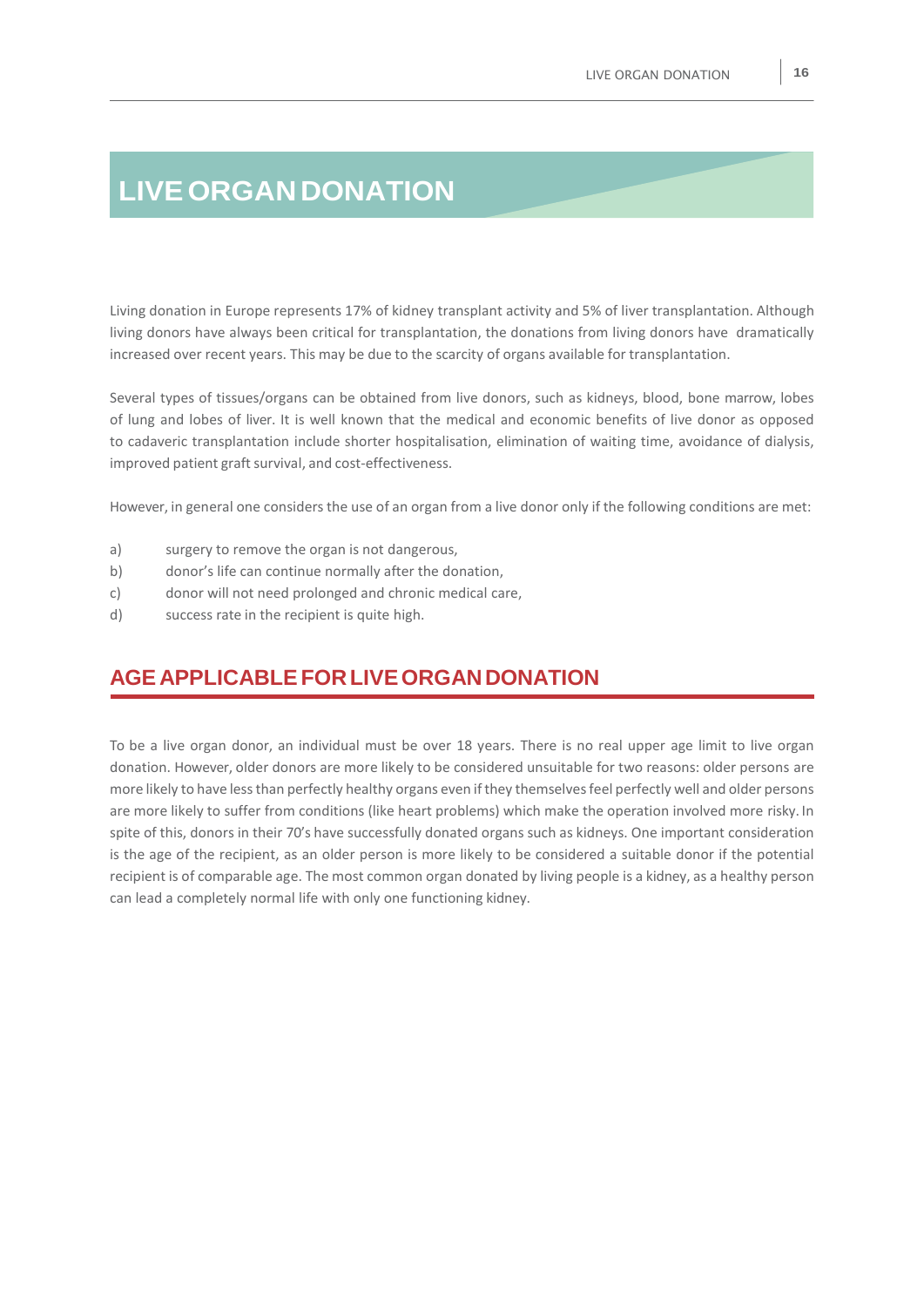# LIVE ORGAN DONATION

Living donation in Europe represents 17% of kidney transplant activity and 5% of liver transplantation. Although living donors have always been critical for transplantation, the donations from living donors have dramatically increased over recent years. This may be due to the scarcity of organs available for transplantation.

Several types of tissues/organs can be obtained from live donors, such as kidneys, blood, bone marrow, lobes of lung and lobes of liver. It is well known that the medical and economic benefits of live donor as opposed to cadaveric transplantation include shorter hospitalisation, elimination of waiting time, avoidance of dialysis, improved patient graft survival, and cost-effectiveness.

However, in general one considers the use of an organ from a live donor only if the following conditions are met:

a) surgery to remove the organ is not dangerous,
b) donor's life can continue normally after the donation,
c) donor will not need prolonged and chronic medical care,
d) success rate in the recipient is quite high.

## AGE APPLICABLE FOR LIVE ORGAN DONATION

To be a live organ donor, an individual must be over 18 years. There is no real upper age limit to live organ donation. However, older donors are more likely to be considered unsuitable for two reasons: older persons are more likely to have less than perfectly healthy organs even if they themselves feel perfectly well and older persons are more likely to suffer from conditions (like heart problems) which make the operation involved more risky. In spite of this, donors in their 70's have successfully donated organs such as kidneys. One important consideration is the age of the recipient, as an older person is more likely to be considered a suitable donor if the potential recipient is of comparable age. The most common organ donated by living people is a kidney, as a healthy person can lead a completely normal life with only one functioning kidney.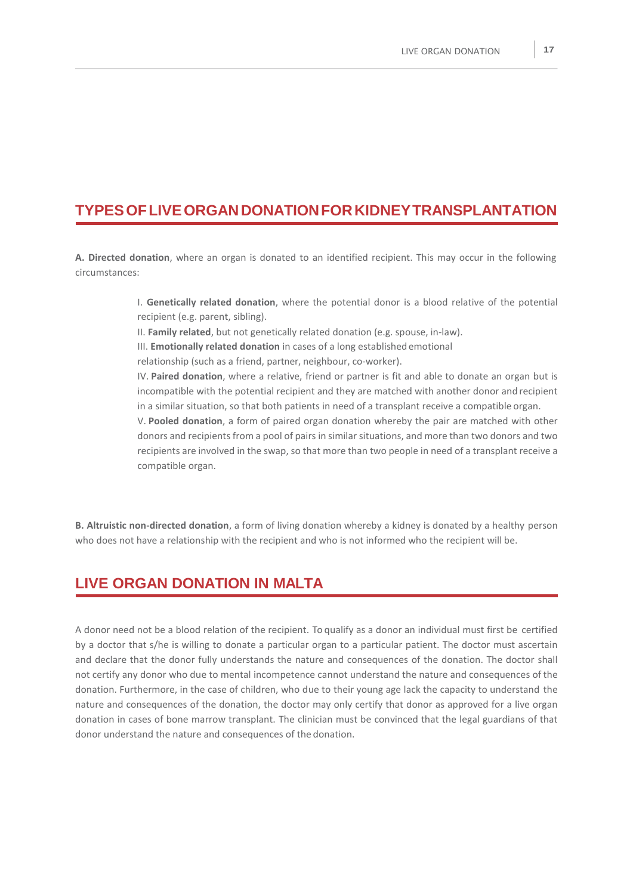## TYPES OF LIVE ORGAN DONATION FOR KIDNEY TRANSPLANTATION

**A. Directed donation**, where an organ is donated to an identified recipient. This may occur in the following circumstances:

I. **Genetically related donation**, where the potential donor is a blood relative of the potential recipient (e.g. parent, sibling).

II. **Family related**, but not genetically related donation (e.g. spouse, in-law).

III. **Emotionally related donation** in cases of a long established emotional relationship (such as a friend, partner, neighbour, co-worker).

IV. **Paired donation**, where a relative, friend or partner is fit and able to donate an organ but is incompatible with the potential recipient and they are matched with another donor and recipient in a similar situation, so that both patients in need of a transplant receive a compatible organ.

V. **Pooled donation**, a form of paired organ donation whereby the pair are matched with other donors and recipients from a pool of pairs in similar situations, and more than two donors and two recipients are involved in the swap, so that more than two people in need of a transplant receive a compatible organ.

**B. Altruistic non-directed donation**, a form of living donation whereby a kidney is donated by a healthy person who does not have a relationship with the recipient and who is not informed who the recipient will be.

## LIVE ORGAN DONATION IN MALTA

A donor need not be a blood relation of the recipient. To qualify as a donor an individual must first be certified by a doctor that s/he is willing to donate a particular organ to a particular patient. The doctor must ascertain and declare that the donor fully understands the nature and consequences of the donation. The doctor shall not certify any donor who due to mental incompetence cannot understand the nature and consequences of the donation. Furthermore, in the case of children, who due to their young age lack the capacity to understand the nature and consequences of the donation, the doctor may only certify that donor as approved for a live organ donation in cases of bone marrow transplant. The clinician must be convinced that the legal guardians of that donor understand the nature and consequences of the donation.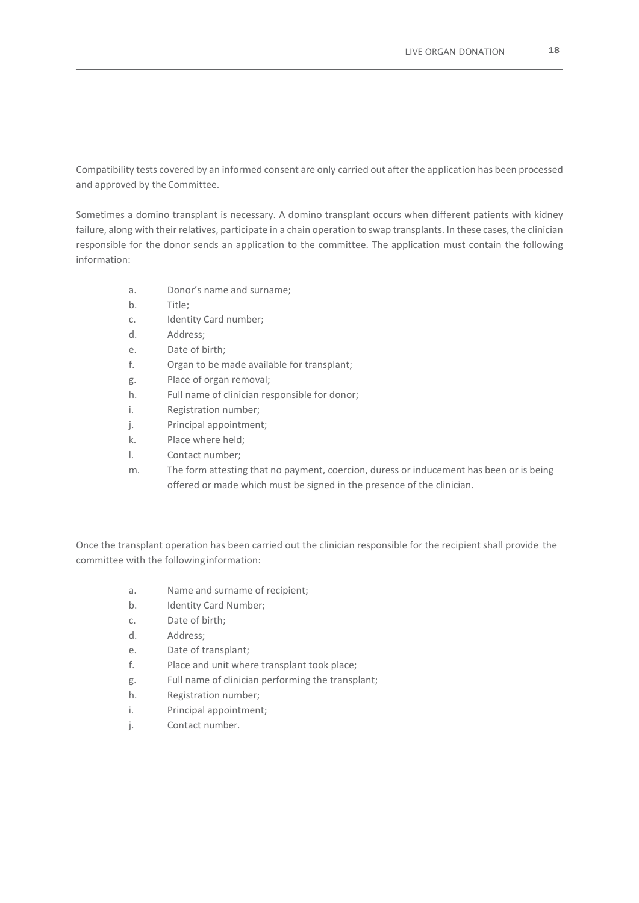Compatibility tests covered by an informed consent are only carried out after the application has been processed and approved by the Committee.

Sometimes a domino transplant is necessary. A domino transplant occurs when different patients with kidney failure, along with their relatives, participate in a chain operation to swap transplants. In these cases, the clinician responsible for the donor sends an application to the committee. The application must contain the following information:

a. Donor's name and surname;
b. Title;
c. Identity Card number;
d. Address;
e. Date of birth;
f. Organ to be made available for transplant;
g. Place of organ removal;
h. Full name of clinician responsible for donor;
i. Registration number;
j. Principal appointment;
k. Place where held;
l. Contact number;
m. The form attesting that no payment, coercion, duress or inducement has been or is being offered or made which must be signed in the presence of the clinician.

Once the transplant operation has been carried out the clinician responsible for the recipient shall provide the committee with the following information:

a. Name and surname of recipient;
b. Identity Card Number;
c. Date of birth;
d. Address;
e. Date of transplant;
f. Place and unit where transplant took place;
g. Full name of clinician performing the transplant;
h. Registration number;
i. Principal appointment;
j. Contact number.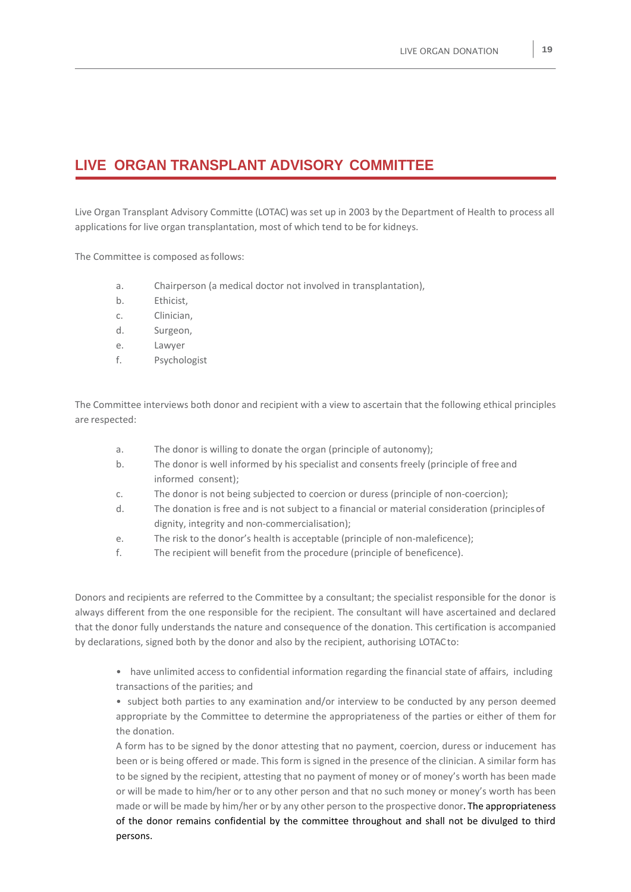## LIVE ORGAN TRANSPLANT ADVISORY COMMITTEE

Live Organ Transplant Advisory Committe (LOTAC) was set up in 2003 by the Department of Health to process all applications for live organ transplantation, most of which tend to be for kidneys.

The Committee is composed as follows:

a. Chairperson (a medical doctor not involved in transplantation),
b. Ethicist,
c. Clinician,
d. Surgeon,
e. Lawyer
f. Psychologist

The Committee interviews both donor and recipient with a view to ascertain that the following ethical principles are respected:

a. The donor is willing to donate the organ (principle of autonomy);
b. The donor is well informed by his specialist and consents freely (principle of free and informed consent);
c. The donor is not being subjected to coercion or duress (principle of non-coercion);
d. The donation is free and is not subject to a financial or material consideration (principles of dignity, integrity and non-commercialisation);
e. The risk to the donor's health is acceptable (principle of non-maleficence);
f. The recipient will benefit from the procedure (principle of beneficence).

Donors and recipients are referred to the Committee by a consultant; the specialist responsible for the donor is always different from the one responsible for the recipient. The consultant will have ascertained and declared that the donor fully understands the nature and consequence of the donation. This certification is accompanied by declarations, signed both by the donor and also by the recipient, authorising LOTAC to:

- have unlimited access to confidential information regarding the financial state of affairs, including transactions of the parities; and
- subject both parties to any examination and/or interview to be conducted by any person deemed appropriate by the Committee to determine the appropriateness of the parties or either of them for the donation.

A form has to be signed by the donor attesting that no payment, coercion, duress or inducement has been or is being offered or made. This form is signed in the presence of the clinician. A similar form has to be signed by the recipient, attesting that no payment of money or of money's worth has been made or will be made to him/her or to any other person and that no such money or money's worth has been made or will be made by him/her or by any other person to the prospective donor. The appropriateness of the donor remains confidential by the committee throughout and shall not be divulged to third persons.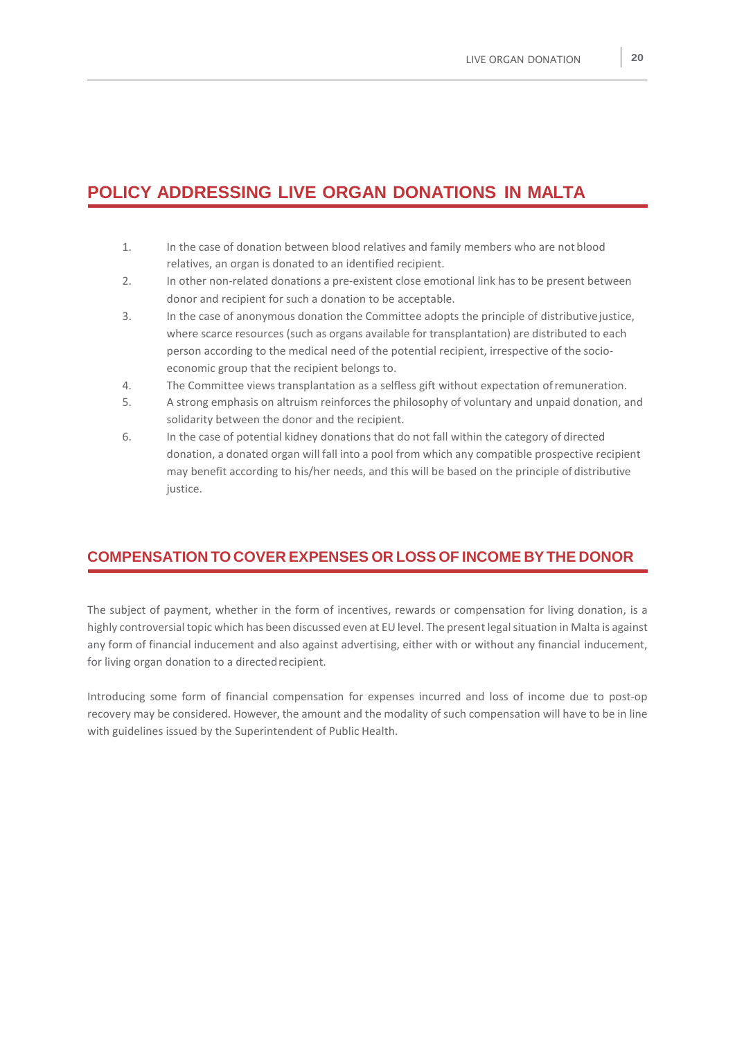## POLICY ADDRESSING LIVE ORGAN DONATIONS IN MALTA

1. In the case of donation between blood relatives and family members who are not blood relatives, an organ is donated to an identified recipient.
2. In other non-related donations a pre-existent close emotional link has to be present between donor and recipient for such a donation to be acceptable.
3. In the case of anonymous donation the Committee adopts the principle of distributive justice, where scarce resources (such as organs available for transplantation) are distributed to each person according to the medical need of the potential recipient, irrespective of the socio-economic group that the recipient belongs to.
4. The Committee views transplantation as a selfless gift without expectation of remuneration.
5. A strong emphasis on altruism reinforces the philosophy of voluntary and unpaid donation, and solidarity between the donor and the recipient.
6. In the case of potential kidney donations that do not fall within the category of directed donation, a donated organ will fall into a pool from which any compatible prospective recipient may benefit according to his/her needs, and this will be based on the principle of distributive justice.

## COMPENSATION TO COVER EXPENSES OR LOSS OF INCOME BY THE DONOR

The subject of payment, whether in the form of incentives, rewards or compensation for living donation, is a highly controversial topic which has been discussed even at EU level. The present legal situation in Malta is against any form of financial inducement and also against advertising, either with or without any financial inducement, for living organ donation to a directed recipient.

Introducing some form of financial compensation for expenses incurred and loss of income due to post-op recovery may be considered. However, the amount and the modality of such compensation will have to be in line with guidelines issued by the Superintendent of Public Health.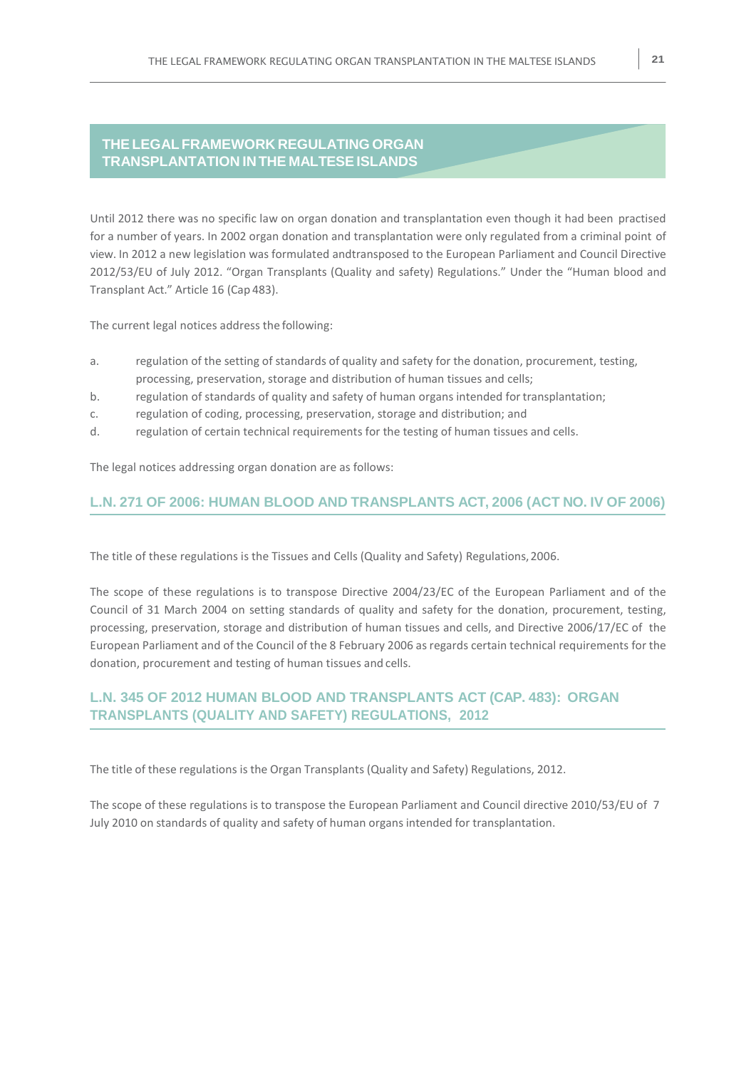# THE LEGAL FRAMEWORK REGULATING ORGAN TRANSPLANTATION IN THE MALTESE ISLANDS

Until 2012 there was no specific law on organ donation and transplantation even though it had been practised for a number of years. In 2002 organ donation and transplantation were only regulated from a criminal point of view. In 2012 a new legislation was formulated andtransposed to the European Parliament and Council Directive 2012/53/EU of July 2012. "Organ Transplants (Quality and safety) Regulations." Under the "Human blood and Transplant Act." Article 16 (Cap 483).

The current legal notices address the following:

a. regulation of the setting of standards of quality and safety for the donation, procurement, testing, processing, preservation, storage and distribution of human tissues and cells;
b. regulation of standards of quality and safety of human organs intended for transplantation;
c. regulation of coding, processing, preservation, storage and distribution; and
d. regulation of certain technical requirements for the testing of human tissues and cells.

The legal notices addressing organ donation are as follows:

## L.N. 271 OF 2006: HUMAN BLOOD AND TRANSPLANTS ACT, 2006 (ACT NO. IV OF 2006)

The title of these regulations is the Tissues and Cells (Quality and Safety) Regulations, 2006.

The scope of these regulations is to transpose Directive 2004/23/EC of the European Parliament and of the Council of 31 March 2004 on setting standards of quality and safety for the donation, procurement, testing, processing, preservation, storage and distribution of human tissues and cells, and Directive 2006/17/EC of the European Parliament and of the Council of the 8 February 2006 as regards certain technical requirements for the donation, procurement and testing of human tissues and cells.

## L.N. 345 OF 2012 HUMAN BLOOD AND TRANSPLANTS ACT (CAP. 483): ORGAN TRANSPLANTS (QUALITY AND SAFETY) REGULATIONS, 2012

The title of these regulations is the Organ Transplants (Quality and Safety) Regulations, 2012.

The scope of these regulations is to transpose the European Parliament and Council directive 2010/53/EU of 7 July 2010 on standards of quality and safety of human organs intended for transplantation.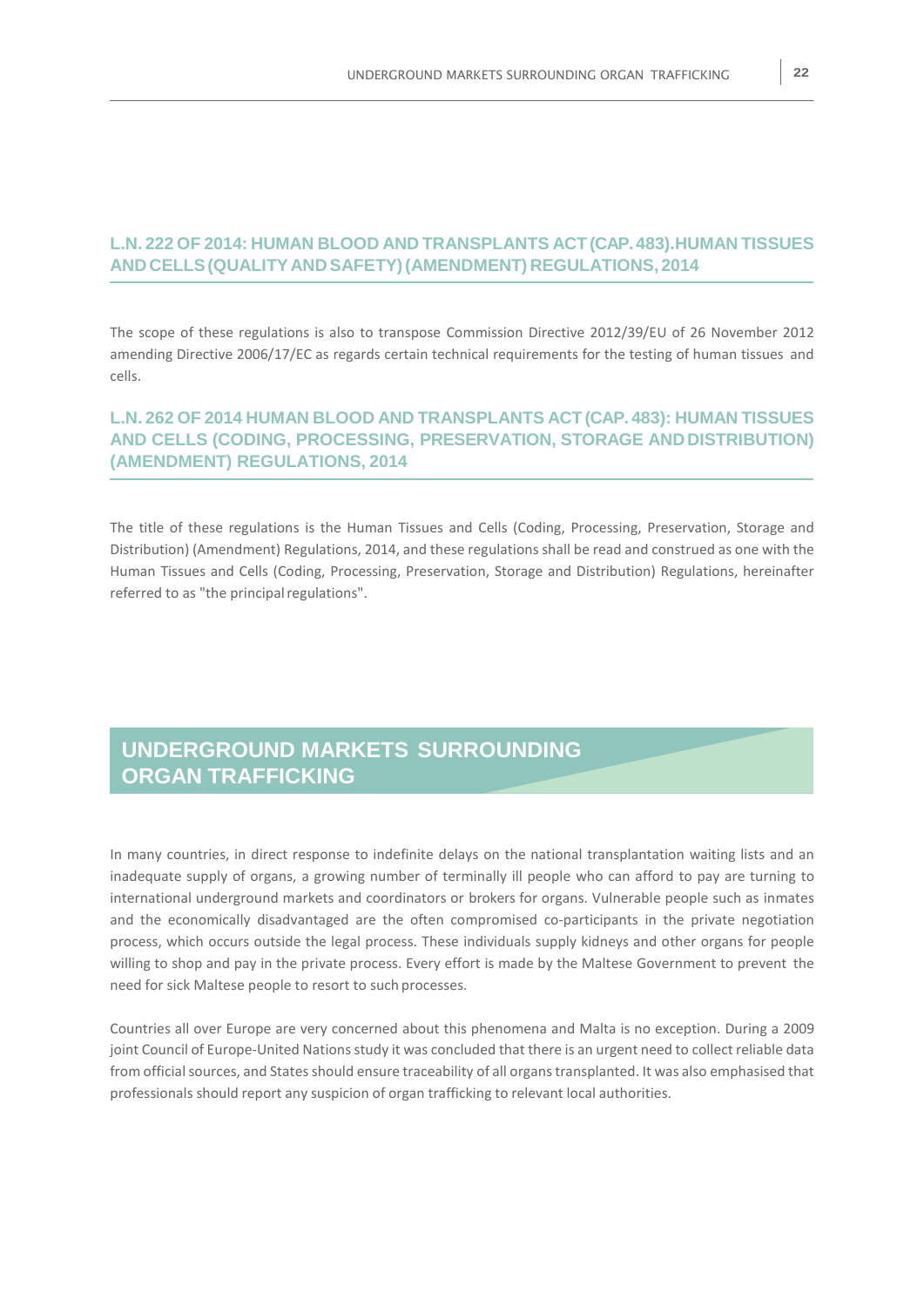### L.N. 222 OF 2014: HUMAN BLOOD AND TRANSPLANTS ACT (CAP. 483).HUMAN TISSUES AND CELLS (QUALITY AND SAFETY) (AMENDMENT) REGULATIONS, 2014

The scope of these regulations is also to transpose Commission Directive 2012/39/EU of 26 November 2012 amending Directive 2006/17/EC as regards certain technical requirements for the testing of human tissues and cells.

### L.N. 262 OF 2014 HUMAN BLOOD AND TRANSPLANTS ACT (CAP. 483): HUMAN TISSUES AND CELLS (CODING, PROCESSING, PRESERVATION, STORAGE AND DISTRIBUTION) (AMENDMENT) REGULATIONS, 2014

The title of these regulations is the Human Tissues and Cells (Coding, Processing, Preservation, Storage and Distribution) (Amendment) Regulations, 2014, and these regulations shall be read and construed as one with the Human Tissues and Cells (Coding, Processing, Preservation, Storage and Distribution) Regulations, hereinafter referred to as "the principal regulations".

## UNDERGROUND MARKETS SURROUNDING ORGAN TRAFFICKING

In many countries, in direct response to indefinite delays on the national transplantation waiting lists and an inadequate supply of organs, a growing number of terminally ill people who can afford to pay are turning to international underground markets and coordinators or brokers for organs. Vulnerable people such as inmates and the economically disadvantaged are the often compromised co-participants in the private negotiation process, which occurs outside the legal process. These individuals supply kidneys and other organs for people willing to shop and pay in the private process. Every effort is made by the Maltese Government to prevent the need for sick Maltese people to resort to such processes.

Countries all over Europe are very concerned about this phenomena and Malta is no exception. During a 2009 joint Council of Europe-United Nations study it was concluded that there is an urgent need to collect reliable data from official sources, and States should ensure traceability of all organs transplanted. It was also emphasised that professionals should report any suspicion of organ trafficking to relevant local authorities.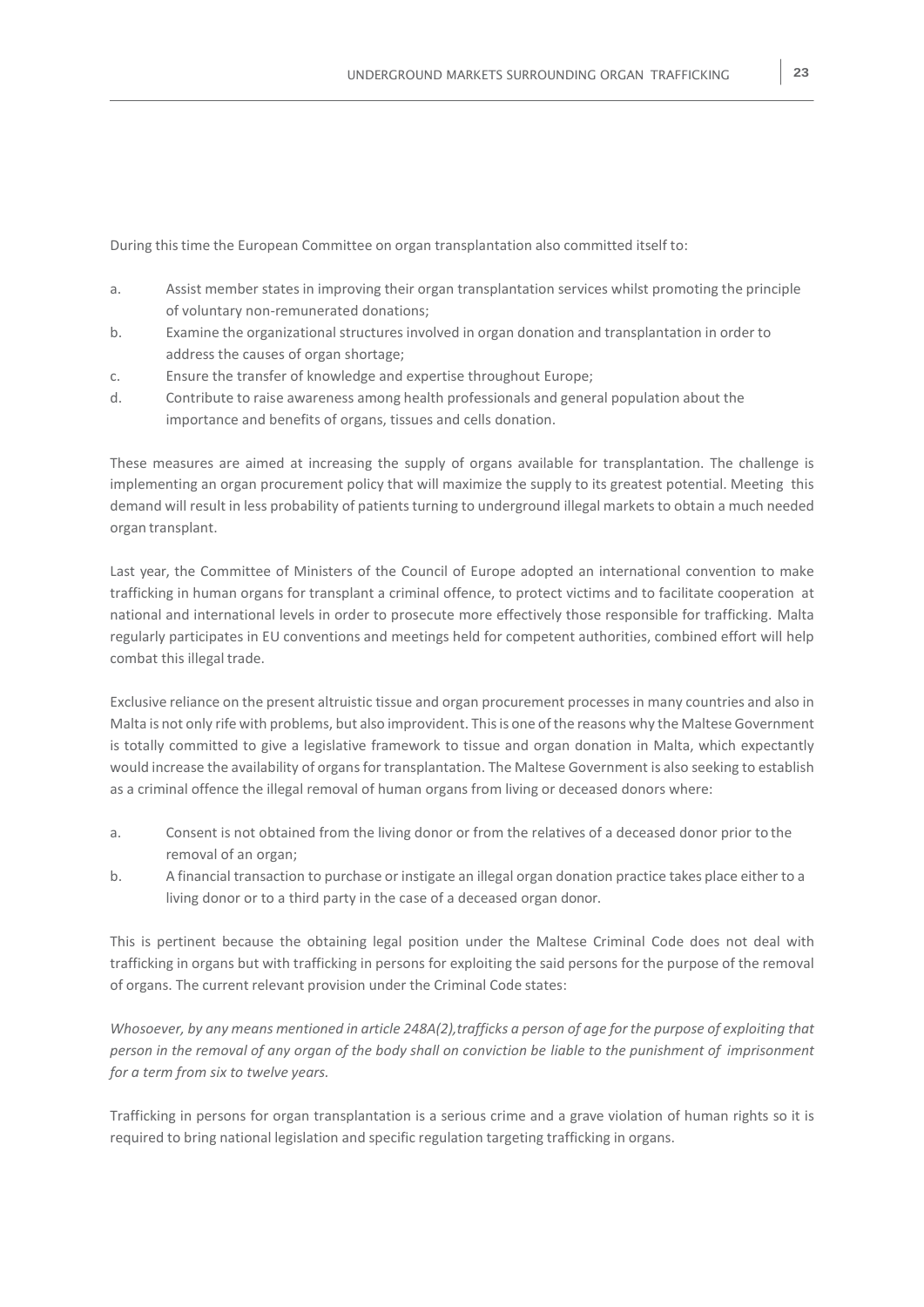During this time the European Committee on organ transplantation also committed itself to:

a. Assist member states in improving their organ transplantation services whilst promoting the principle of voluntary non-remunerated donations;
b. Examine the organizational structures involved in organ donation and transplantation in order to address the causes of organ shortage;
c. Ensure the transfer of knowledge and expertise throughout Europe;
d. Contribute to raise awareness among health professionals and general population about the importance and benefits of organs, tissues and cells donation.

These measures are aimed at increasing the supply of organs available for transplantation. The challenge is implementing an organ procurement policy that will maximize the supply to its greatest potential. Meeting this demand will result in less probability of patients turning to underground illegal markets to obtain a much needed organ transplant.

Last year, the Committee of Ministers of the Council of Europe adopted an international convention to make trafficking in human organs for transplant a criminal offence, to protect victims and to facilitate cooperation at national and international levels in order to prosecute more effectively those responsible for trafficking. Malta regularly participates in EU conventions and meetings held for competent authorities, combined effort will help combat this illegal trade.

Exclusive reliance on the present altruistic tissue and organ procurement processes in many countries and also in Malta is not only rife with problems, but also improvident. This is one of the reasons why the Maltese Government is totally committed to give a legislative framework to tissue and organ donation in Malta, which expectantly would increase the availability of organs for transplantation. The Maltese Government is also seeking to establish as a criminal offence the illegal removal of human organs from living or deceased donors where:

a. Consent is not obtained from the living donor or from the relatives of a deceased donor prior to the removal of an organ;
b. A financial transaction to purchase or instigate an illegal organ donation practice takes place either to a living donor or to a third party in the case of a deceased organ donor.

This is pertinent because the obtaining legal position under the Maltese Criminal Code does not deal with trafficking in organs but with trafficking in persons for exploiting the said persons for the purpose of the removal of organs. The current relevant provision under the Criminal Code states:

*Whosoever, by any means mentioned in article 248A(2),trafficks a person of age for the purpose of exploiting that person in the removal of any organ of the body shall on conviction be liable to the punishment of imprisonment for a term from six to twelve years.*

Trafficking in persons for organ transplantation is a serious crime and a grave violation of human rights so it is required to bring national legislation and specific regulation targeting trafficking in organs.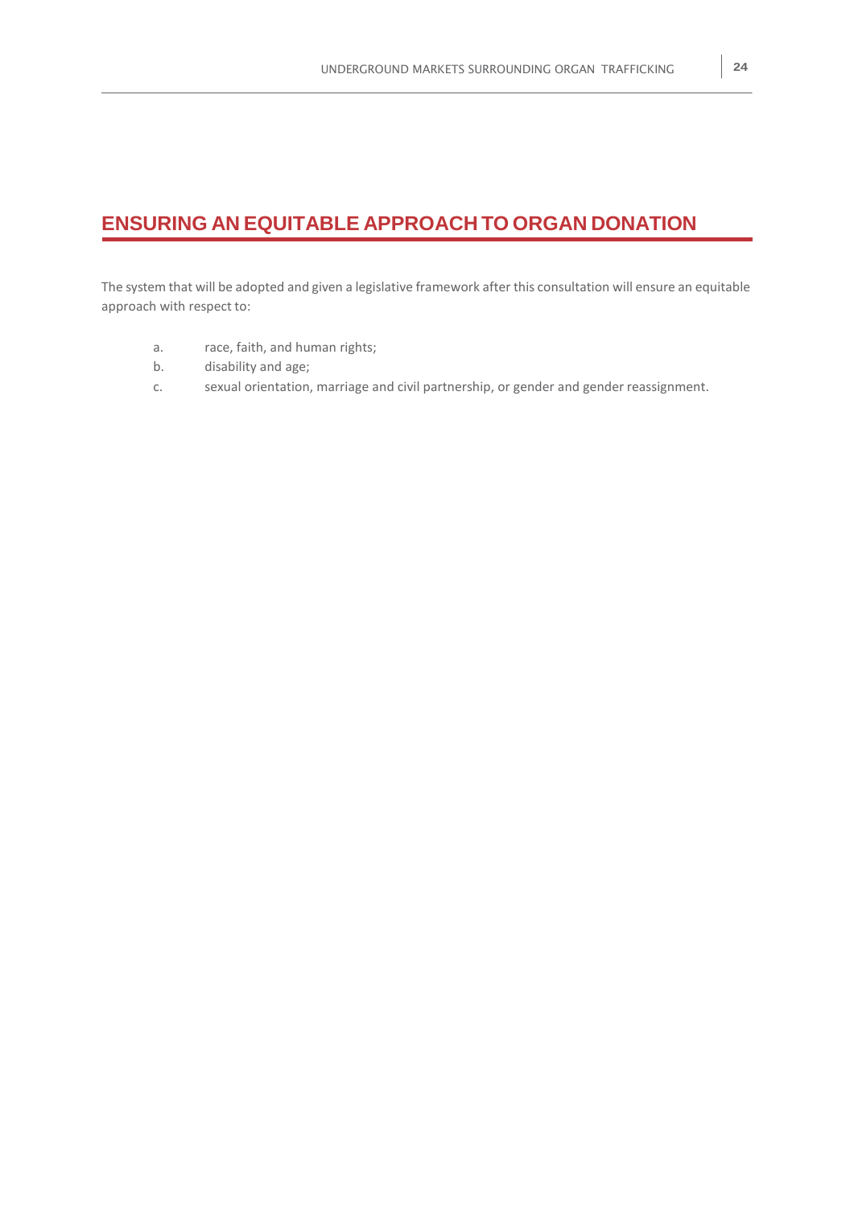## ENSURING AN EQUITABLE APPROACH TO ORGAN DONATION

The system that will be adopted and given a legislative framework after this consultation will ensure an equitable approach with respect to:

a. race, faith, and human rights;
b. disability and age;
c. sexual orientation, marriage and civil partnership, or gender and gender reassignment.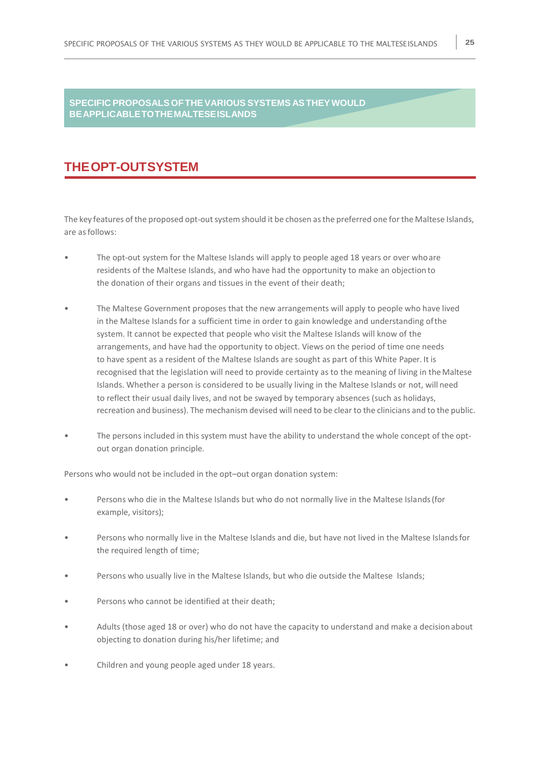## SPECIFIC PROPOSALS OF THE VARIOUS SYSTEMS AS THEY WOULD BE APPLICABLE TO THE MALTESE ISLANDS

# THE OPT-OUT SYSTEM

The key features of the proposed opt-out system should it be chosen as the preferred one for the Maltese Islands, are as follows:

- The opt-out system for the Maltese Islands will apply to people aged 18 years or over who are residents of the Maltese Islands, and who have had the opportunity to make an objection to the donation of their organs and tissues in the event of their death;

- The Maltese Government proposes that the new arrangements will apply to people who have lived in the Maltese Islands for a sufficient time in order to gain knowledge and understanding of the system. It cannot be expected that people who visit the Maltese Islands will know of the arrangements, and have had the opportunity to object. Views on the period of time one needs to have spent as a resident of the Maltese Islands are sought as part of this White Paper. It is recognised that the legislation will need to provide certainty as to the meaning of living in the Maltese Islands. Whether a person is considered to be usually living in the Maltese Islands or not, will need to reflect their usual daily lives, and not be swayed by temporary absences (such as holidays, recreation and business). The mechanism devised will need to be clear to the clinicians and to the public.

- The persons included in this system must have the ability to understand the whole concept of the opt-out organ donation principle.

Persons who would not be included in the opt–out organ donation system:

- Persons who die in the Maltese Islands but who do not normally live in the Maltese Islands (for example, visitors);

- Persons who normally live in the Maltese Islands and die, but have not lived in the Maltese Islands for the required length of time;

- Persons who usually live in the Maltese Islands, but who die outside the Maltese Islands;

- Persons who cannot be identified at their death;

- Adults (those aged 18 or over) who do not have the capacity to understand and make a decision about objecting to donation during his/her lifetime; and

- Children and young people aged under 18 years.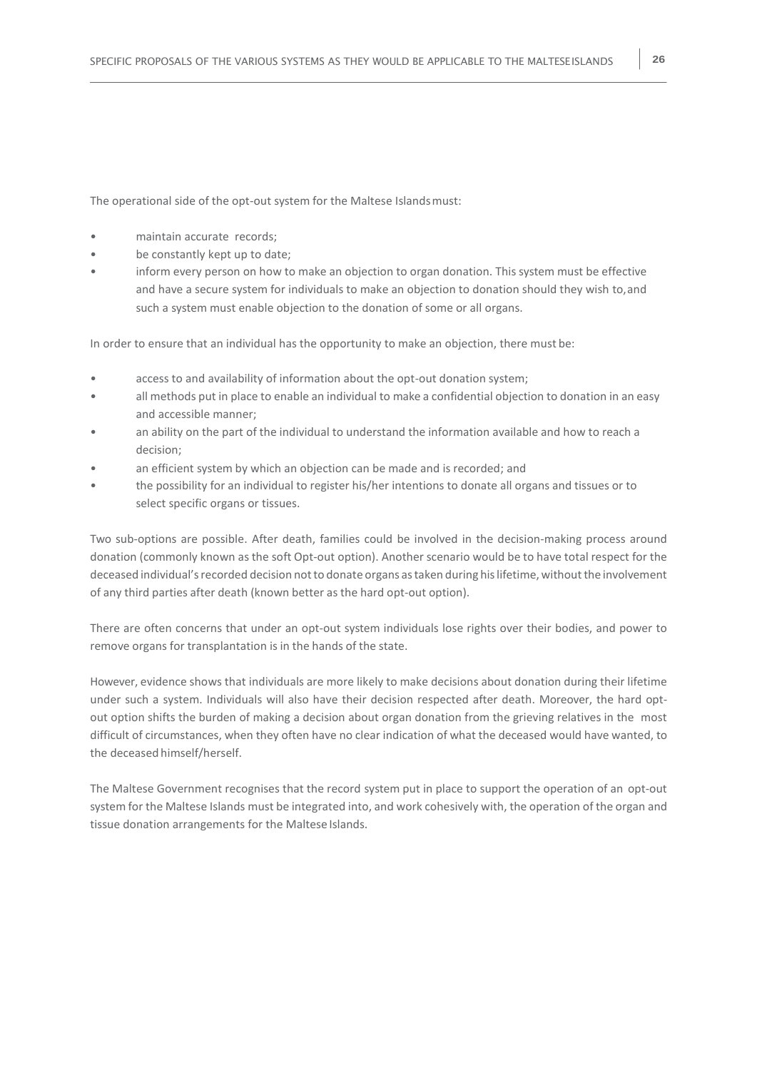The operational side of the opt-out system for the Maltese Islands must:

- maintain accurate records;
- be constantly kept up to date;
- inform every person on how to make an objection to organ donation. This system must be effective and have a secure system for individuals to make an objection to donation should they wish to, and such a system must enable objection to the donation of some or all organs.

In order to ensure that an individual has the opportunity to make an objection, there must be:

- access to and availability of information about the opt-out donation system;
- all methods put in place to enable an individual to make a confidential objection to donation in an easy and accessible manner;
- an ability on the part of the individual to understand the information available and how to reach a decision;
- an efficient system by which an objection can be made and is recorded; and
- the possibility for an individual to register his/her intentions to donate all organs and tissues or to select specific organs or tissues.

Two sub-options are possible. After death, families could be involved in the decision-making process around donation (commonly known as the soft Opt-out option). Another scenario would be to have total respect for the deceased individual's recorded decision not to donate organs as taken during his lifetime, without the involvement of any third parties after death (known better as the hard opt-out option).

There are often concerns that under an opt-out system individuals lose rights over their bodies, and power to remove organs for transplantation is in the hands of the state.

However, evidence shows that individuals are more likely to make decisions about donation during their lifetime under such a system. Individuals will also have their decision respected after death. Moreover, the hard opt-out option shifts the burden of making a decision about organ donation from the grieving relatives in the most difficult of circumstances, when they often have no clear indication of what the deceased would have wanted, to the deceased himself/herself.

The Maltese Government recognises that the record system put in place to support the operation of an opt-out system for the Maltese Islands must be integrated into, and work cohesively with, the operation of the organ and tissue donation arrangements for the Maltese Islands.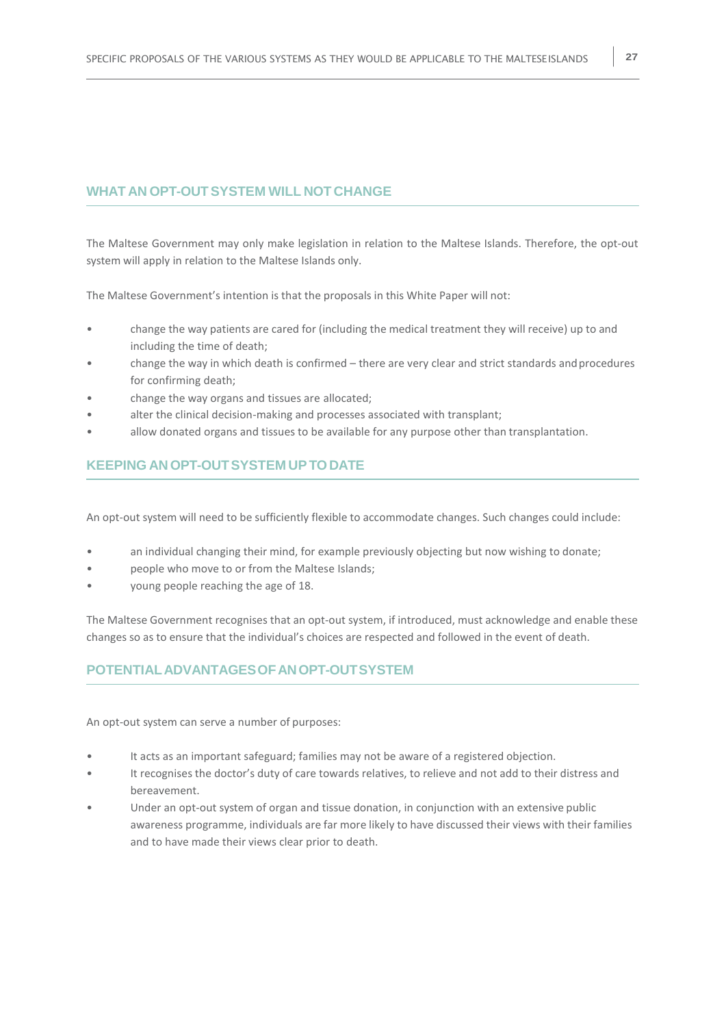## WHAT AN OPT-OUT SYSTEM WILL NOT CHANGE

The Maltese Government may only make legislation in relation to the Maltese Islands. Therefore, the opt-out system will apply in relation to the Maltese Islands only.

The Maltese Government's intention is that the proposals in this White Paper will not:

- change the way patients are cared for (including the medical treatment they will receive) up to and including the time of death;
- change the way in which death is confirmed – there are very clear and strict standards and procedures for confirming death;
- change the way organs and tissues are allocated;
- alter the clinical decision-making and processes associated with transplant;
- allow donated organs and tissues to be available for any purpose other than transplantation.

## KEEPING AN OPT-OUT SYSTEM UP TO DATE

An opt-out system will need to be sufficiently flexible to accommodate changes. Such changes could include:

- an individual changing their mind, for example previously objecting but now wishing to donate;
- people who move to or from the Maltese Islands;
- young people reaching the age of 18.

The Maltese Government recognises that an opt-out system, if introduced, must acknowledge and enable these changes so as to ensure that the individual's choices are respected and followed in the event of death.

## POTENTIAL ADVANTAGES OF AN OPT-OUT SYSTEM

An opt-out system can serve a number of purposes:

- It acts as an important safeguard; families may not be aware of a registered objection.
- It recognises the doctor's duty of care towards relatives, to relieve and not add to their distress and bereavement.
- Under an opt-out system of organ and tissue donation, in conjunction with an extensive public awareness programme, individuals are far more likely to have discussed their views with their families and to have made their views clear prior to death.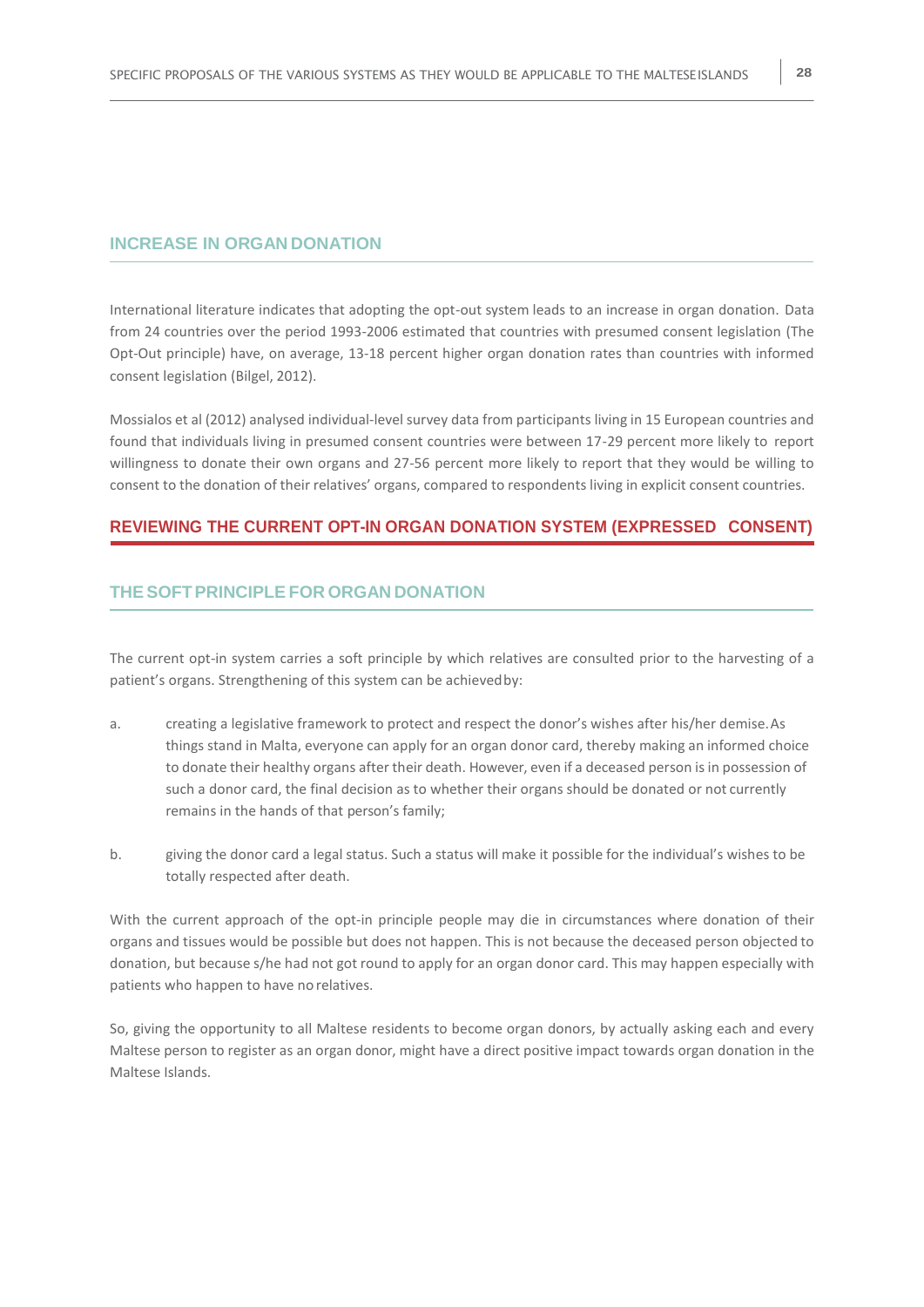### INCREASE IN ORGAN DONATION

International literature indicates that adopting the opt-out system leads to an increase in organ donation. Data from 24 countries over the period 1993-2006 estimated that countries with presumed consent legislation (The Opt-Out principle) have, on average, 13-18 percent higher organ donation rates than countries with informed consent legislation (Bilgel, 2012).

Mossialos et al (2012) analysed individual-level survey data from participants living in 15 European countries and found that individuals living in presumed consent countries were between 17-29 percent more likely to report willingness to donate their own organs and 27-56 percent more likely to report that they would be willing to consent to the donation of their relatives' organs, compared to respondents living in explicit consent countries.

## REVIEWING THE CURRENT OPT-IN ORGAN DONATION SYSTEM (EXPRESSED CONSENT)

### THE SOFT PRINCIPLE FOR ORGAN DONATION

The current opt-in system carries a soft principle by which relatives are consulted prior to the harvesting of a patient's organs. Strengthening of this system can be achieved by:

a. creating a legislative framework to protect and respect the donor's wishes after his/her demise. As things stand in Malta, everyone can apply for an organ donor card, thereby making an informed choice to donate their healthy organs after their death. However, even if a deceased person is in possession of such a donor card, the final decision as to whether their organs should be donated or not currently remains in the hands of that person's family;

b. giving the donor card a legal status. Such a status will make it possible for the individual's wishes to be totally respected after death.

With the current approach of the opt-in principle people may die in circumstances where donation of their organs and tissues would be possible but does not happen. This is not because the deceased person objected to donation, but because s/he had not got round to apply for an organ donor card. This may happen especially with patients who happen to have no relatives.

So, giving the opportunity to all Maltese residents to become organ donors, by actually asking each and every Maltese person to register as an organ donor, might have a direct positive impact towards organ donation in the Maltese Islands.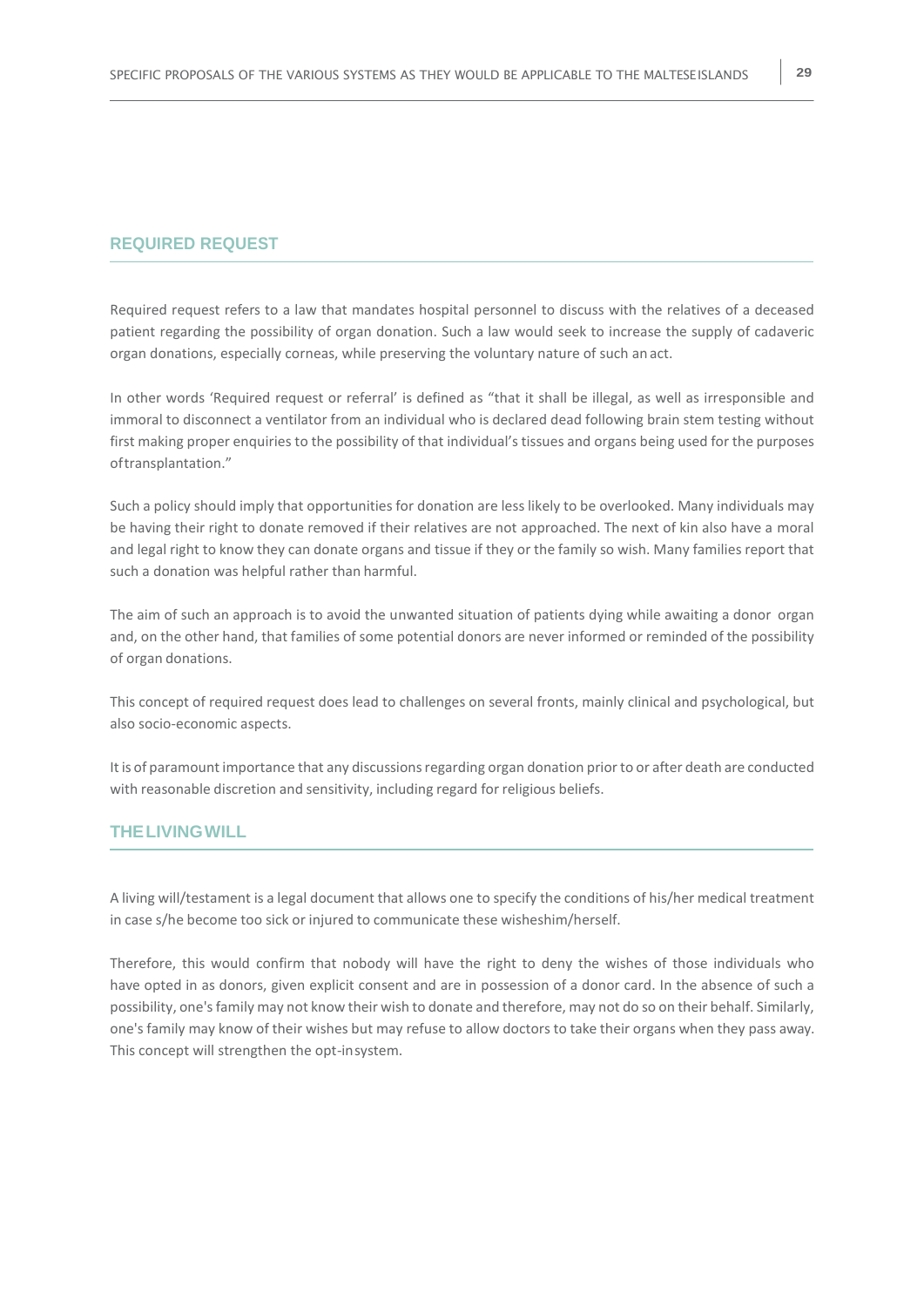## REQUIRED REQUEST

Required request refers to a law that mandates hospital personnel to discuss with the relatives of a deceased patient regarding the possibility of organ donation. Such a law would seek to increase the supply of cadaveric organ donations, especially corneas, while preserving the voluntary nature of such an act.

In other words 'Required request or referral' is defined as "that it shall be illegal, as well as irresponsible and immoral to disconnect a ventilator from an individual who is declared dead following brain stem testing without first making proper enquiries to the possibility of that individual's tissues and organs being used for the purposes of transplantation."

Such a policy should imply that opportunities for donation are less likely to be overlooked. Many individuals may be having their right to donate removed if their relatives are not approached. The next of kin also have a moral and legal right to know they can donate organs and tissue if they or the family so wish. Many families report that such a donation was helpful rather than harmful.

The aim of such an approach is to avoid the unwanted situation of patients dying while awaiting a donor organ and, on the other hand, that families of some potential donors are never informed or reminded of the possibility of organ donations.

This concept of required request does lead to challenges on several fronts, mainly clinical and psychological, but also socio-economic aspects.

It is of paramount importance that any discussions regarding organ donation prior to or after death are conducted with reasonable discretion and sensitivity, including regard for religious beliefs.

## THE LIVING WILL

A living will/testament is a legal document that allows one to specify the conditions of his/her medical treatment in case s/he become too sick or injured to communicate these wishes him/herself.

Therefore, this would confirm that nobody will have the right to deny the wishes of those individuals who have opted in as donors, given explicit consent and are in possession of a donor card. In the absence of such a possibility, one's family may not know their wish to donate and therefore, may not do so on their behalf. Similarly, one's family may know of their wishes but may refuse to allow doctors to take their organs when they pass away. This concept will strengthen the opt-in system.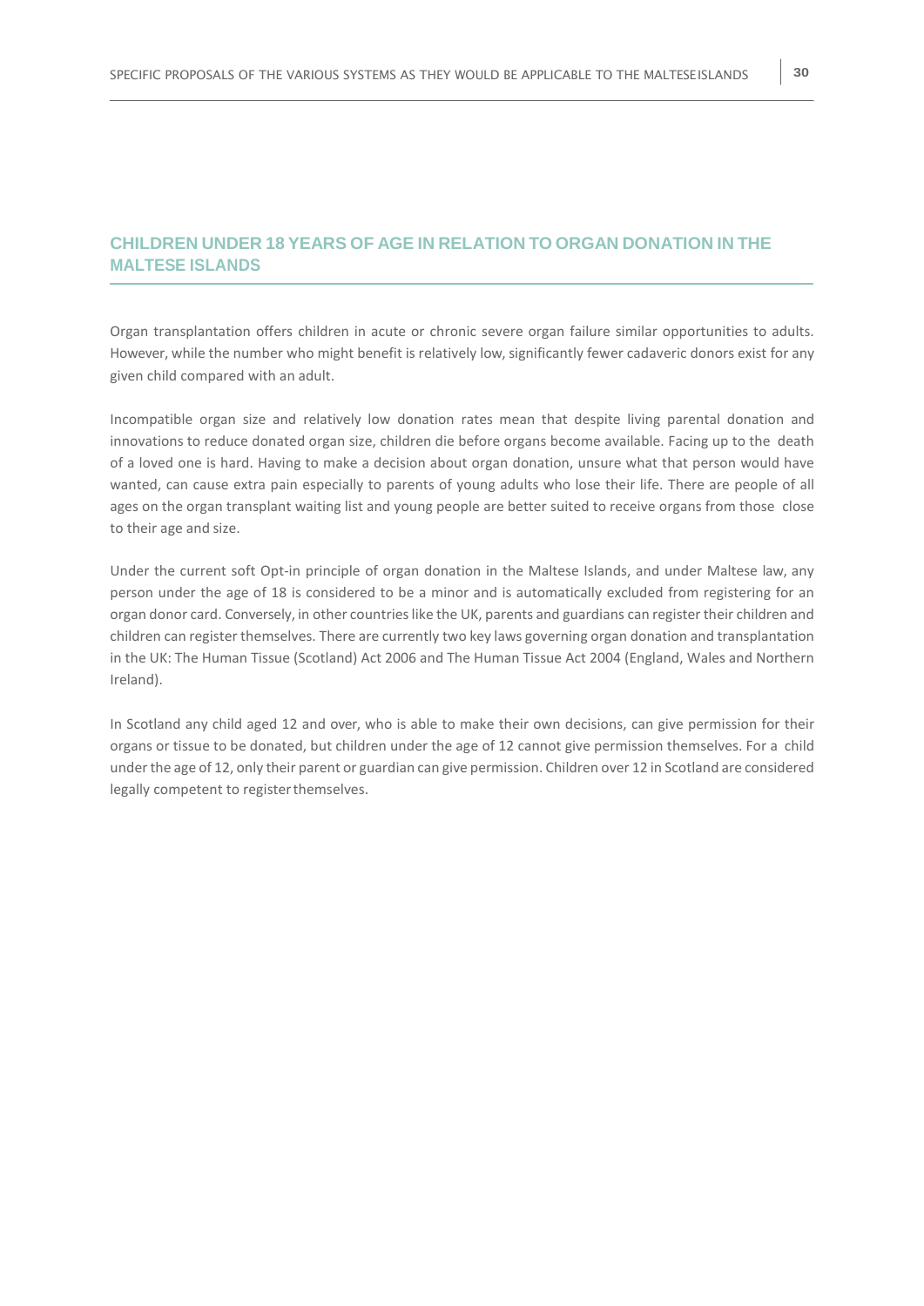## CHILDREN UNDER 18 YEARS OF AGE IN RELATION TO ORGAN DONATION IN THE MALTESE ISLANDS

Organ transplantation offers children in acute or chronic severe organ failure similar opportunities to adults. However, while the number who might benefit is relatively low, significantly fewer cadaveric donors exist for any given child compared with an adult.

Incompatible organ size and relatively low donation rates mean that despite living parental donation and innovations to reduce donated organ size, children die before organs become available. Facing up to the death of a loved one is hard. Having to make a decision about organ donation, unsure what that person would have wanted, can cause extra pain especially to parents of young adults who lose their life. There are people of all ages on the organ transplant waiting list and young people are better suited to receive organs from those close to their age and size.

Under the current soft Opt-in principle of organ donation in the Maltese Islands, and under Maltese law, any person under the age of 18 is considered to be a minor and is automatically excluded from registering for an organ donor card. Conversely, in other countries like the UK, parents and guardians can register their children and children can register themselves. There are currently two key laws governing organ donation and transplantation in the UK: The Human Tissue (Scotland) Act 2006 and The Human Tissue Act 2004 (England, Wales and Northern Ireland).

In Scotland any child aged 12 and over, who is able to make their own decisions, can give permission for their organs or tissue to be donated, but children under the age of 12 cannot give permission themselves. For a child under the age of 12, only their parent or guardian can give permission. Children over 12 in Scotland are considered legally competent to register themselves.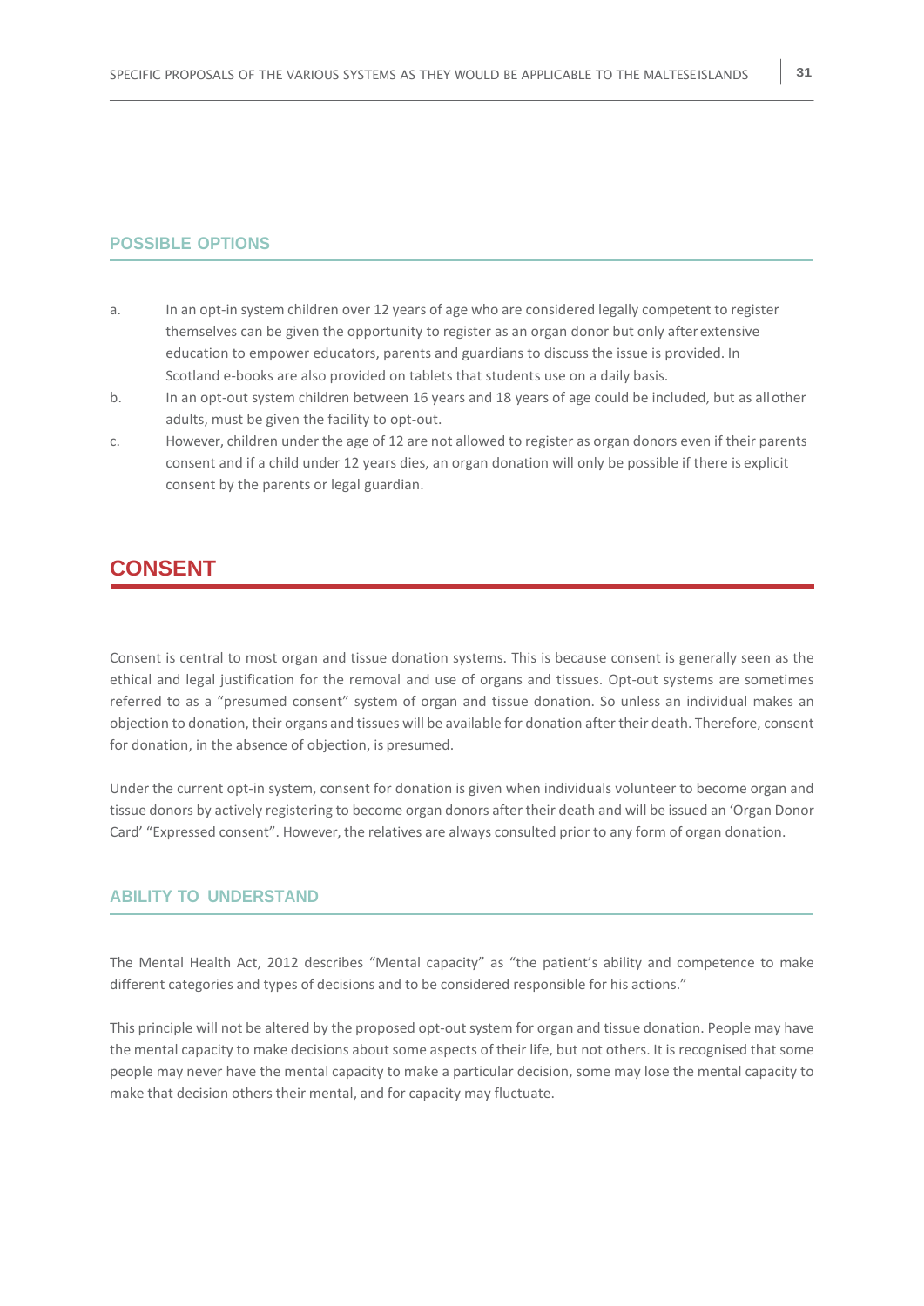### POSSIBLE OPTIONS

a. In an opt-in system children over 12 years of age who are considered legally competent to register themselves can be given the opportunity to register as an organ donor but only after extensive education to empower educators, parents and guardians to discuss the issue is provided. In Scotland e-books are also provided on tablets that students use on a daily basis.

b. In an opt-out system children between 16 years and 18 years of age could be included, but as all other adults, must be given the facility to opt-out.

c. However, children under the age of 12 are not allowed to register as organ donors even if their parents consent and if a child under 12 years dies, an organ donation will only be possible if there is explicit consent by the parents or legal guardian.

## CONSENT

Consent is central to most organ and tissue donation systems. This is because consent is generally seen as the ethical and legal justification for the removal and use of organs and tissues. Opt-out systems are sometimes referred to as a "presumed consent" system of organ and tissue donation. So unless an individual makes an objection to donation, their organs and tissues will be available for donation after their death. Therefore, consent for donation, in the absence of objection, is presumed.

Under the current opt-in system, consent for donation is given when individuals volunteer to become organ and tissue donors by actively registering to become organ donors after their death and will be issued an 'Organ Donor Card' "Expressed consent". However, the relatives are always consulted prior to any form of organ donation.

### ABILITY TO UNDERSTAND

The Mental Health Act, 2012 describes "Mental capacity" as "the patient's ability and competence to make different categories and types of decisions and to be considered responsible for his actions."

This principle will not be altered by the proposed opt-out system for organ and tissue donation. People may have the mental capacity to make decisions about some aspects of their life, but not others. It is recognised that some people may never have the mental capacity to make a particular decision, some may lose the mental capacity to make that decision others their mental, and for capacity may fluctuate.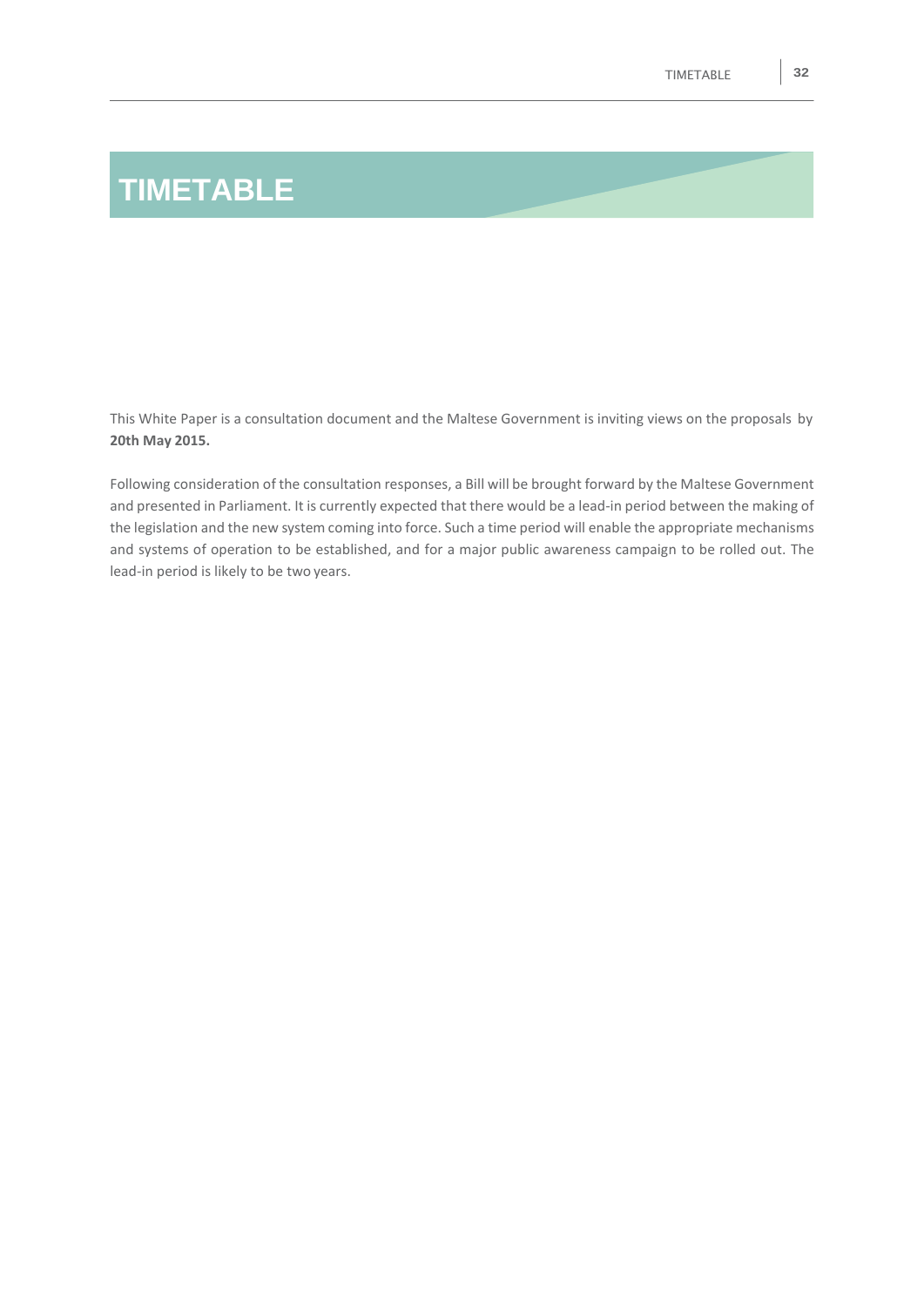# TIMETABLE

This White Paper is a consultation document and the Maltese Government is inviting views on the proposals by **20th May 2015.**

Following consideration of the consultation responses, a Bill will be brought forward by the Maltese Government and presented in Parliament. It is currently expected that there would be a lead-in period between the making of the legislation and the new system coming into force. Such a time period will enable the appropriate mechanisms and systems of operation to be established, and for a major public awareness campaign to be rolled out. The lead-in period is likely to be two years.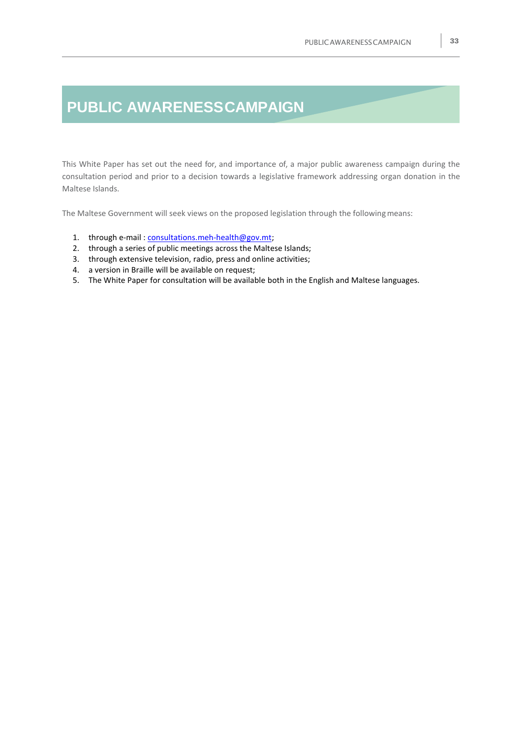# PUBLIC AWARENESS CAMPAIGN

This White Paper has set out the need for, and importance of, a major public awareness campaign during the consultation period and prior to a decision towards a legislative framework addressing organ donation in the Maltese Islands.

The Maltese Government will seek views on the proposed legislation through the following means:

1. through e-mail : consultations.meh-health@gov.mt;
2. through a series of public meetings across the Maltese Islands;
3. through extensive television, radio, press and online activities;
4. a version in Braille will be available on request;
5. The White Paper for consultation will be available both in the English and Maltese languages.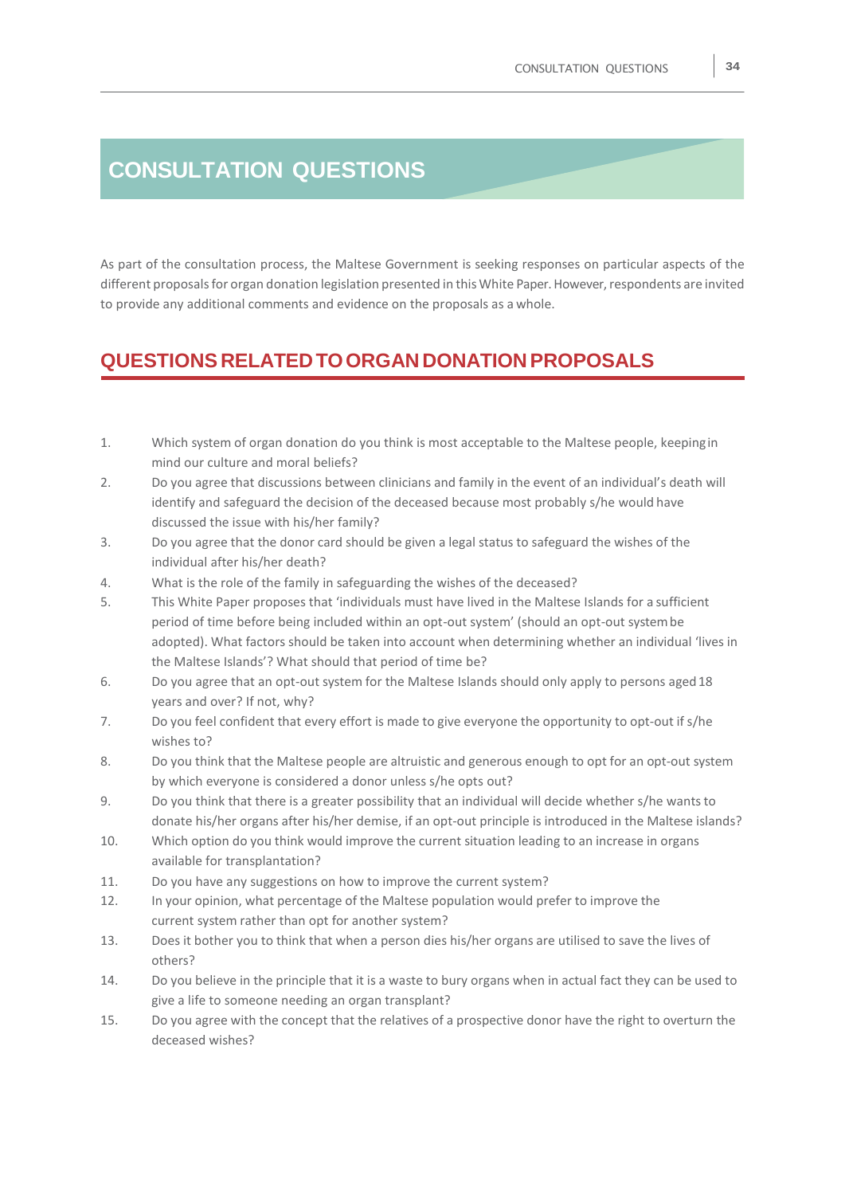# CONSULTATION QUESTIONS

As part of the consultation process, the Maltese Government is seeking responses on particular aspects of the different proposals for organ donation legislation presented in this White Paper. However, respondents are invited to provide any additional comments and evidence on the proposals as a whole.

## QUESTIONS RELATED TO ORGAN DONATION PROPOSALS

1. Which system of organ donation do you think is most acceptable to the Maltese people, keeping in mind our culture and moral beliefs?
2. Do you agree that discussions between clinicians and family in the event of an individual's death will identify and safeguard the decision of the deceased because most probably s/he would have discussed the issue with his/her family?
3. Do you agree that the donor card should be given a legal status to safeguard the wishes of the individual after his/her death?
4. What is the role of the family in safeguarding the wishes of the deceased?
5. This White Paper proposes that 'individuals must have lived in the Maltese Islands for a sufficient period of time before being included within an opt-out system' (should an opt-out system be adopted). What factors should be taken into account when determining whether an individual 'lives in the Maltese Islands'? What should that period of time be?
6. Do you agree that an opt-out system for the Maltese Islands should only apply to persons aged 18 years and over? If not, why?
7. Do you feel confident that every effort is made to give everyone the opportunity to opt-out if s/he wishes to?
8. Do you think that the Maltese people are altruistic and generous enough to opt for an opt-out system by which everyone is considered a donor unless s/he opts out?
9. Do you think that there is a greater possibility that an individual will decide whether s/he wants to donate his/her organs after his/her demise, if an opt-out principle is introduced in the Maltese islands?
10. Which option do you think would improve the current situation leading to an increase in organs available for transplantation?
11. Do you have any suggestions on how to improve the current system?
12. In your opinion, what percentage of the Maltese population would prefer to improve the current system rather than opt for another system?
13. Does it bother you to think that when a person dies his/her organs are utilised to save the lives of others?
14. Do you believe in the principle that it is a waste to bury organs when in actual fact they can be used to give a life to someone needing an organ transplant?
15. Do you agree with the concept that the relatives of a prospective donor have the right to overturn the deceased wishes?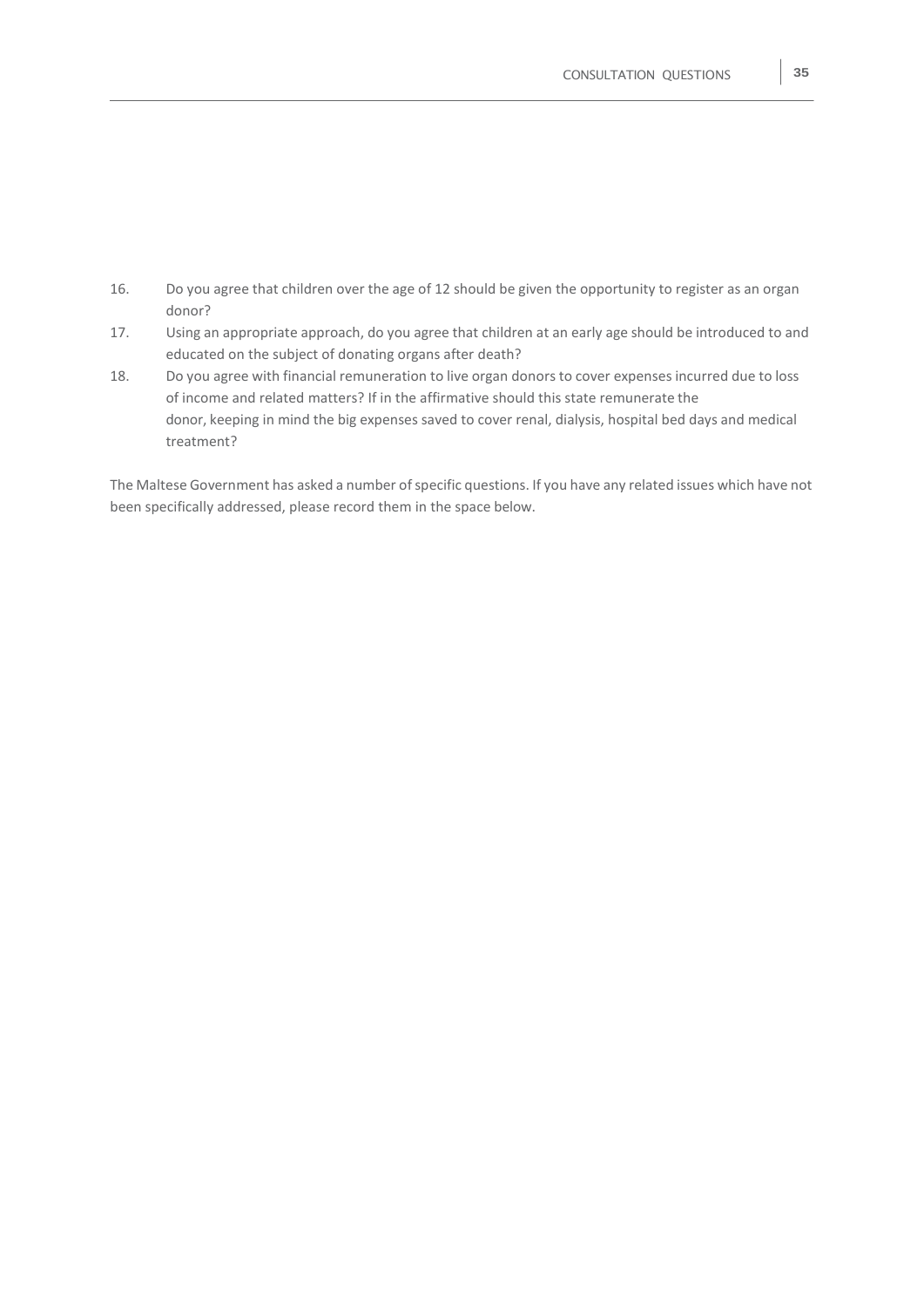16. Do you agree that children over the age of 12 should be given the opportunity to register as an organ donor?
17. Using an appropriate approach, do you agree that children at an early age should be introduced to and educated on the subject of donating organs after death?
18. Do you agree with financial remuneration to live organ donors to cover expenses incurred due to loss of income and related matters? If in the affirmative should this state remunerate the donor, keeping in mind the big expenses saved to cover renal, dialysis, hospital bed days and medical treatment?

The Maltese Government has asked a number of specific questions. If you have any related issues which have not been specifically addressed, please record them in the space below.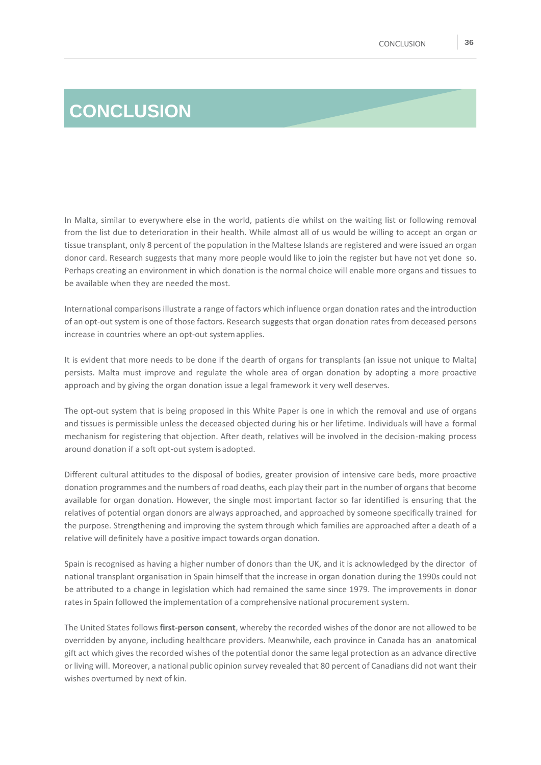# CONCLUSION

In Malta, similar to everywhere else in the world, patients die whilst on the waiting list or following removal from the list due to deterioration in their health. While almost all of us would be willing to accept an organ or tissue transplant, only 8 percent of the population in the Maltese Islands are registered and were issued an organ donor card. Research suggests that many more people would like to join the register but have not yet done so. Perhaps creating an environment in which donation is the normal choice will enable more organs and tissues to be available when they are needed the most.

International comparisons illustrate a range of factors which influence organ donation rates and the introduction of an opt-out system is one of those factors. Research suggests that organ donation rates from deceased persons increase in countries where an opt-out system applies.

It is evident that more needs to be done if the dearth of organs for transplants (an issue not unique to Malta) persists. Malta must improve and regulate the whole area of organ donation by adopting a more proactive approach and by giving the organ donation issue a legal framework it very well deserves.

The opt-out system that is being proposed in this White Paper is one in which the removal and use of organs and tissues is permissible unless the deceased objected during his or her lifetime. Individuals will have a formal mechanism for registering that objection. After death, relatives will be involved in the decision-making process around donation if a soft opt-out system is adopted.

Different cultural attitudes to the disposal of bodies, greater provision of intensive care beds, more proactive donation programmes and the numbers of road deaths, each play their part in the number of organs that become available for organ donation. However, the single most important factor so far identified is ensuring that the relatives of potential organ donors are always approached, and approached by someone specifically trained for the purpose. Strengthening and improving the system through which families are approached after a death of a relative will definitely have a positive impact towards organ donation.

Spain is recognised as having a higher number of donors than the UK, and it is acknowledged by the director of national transplant organisation in Spain himself that the increase in organ donation during the 1990s could not be attributed to a change in legislation which had remained the same since 1979. The improvements in donor rates in Spain followed the implementation of a comprehensive national procurement system.

The United States follows **first-person consent**, whereby the recorded wishes of the donor are not allowed to be overridden by anyone, including healthcare providers. Meanwhile, each province in Canada has an anatomical gift act which gives the recorded wishes of the potential donor the same legal protection as an advance directive or living will. Moreover, a national public opinion survey revealed that 80 percent of Canadians did not want their wishes overturned by next of kin.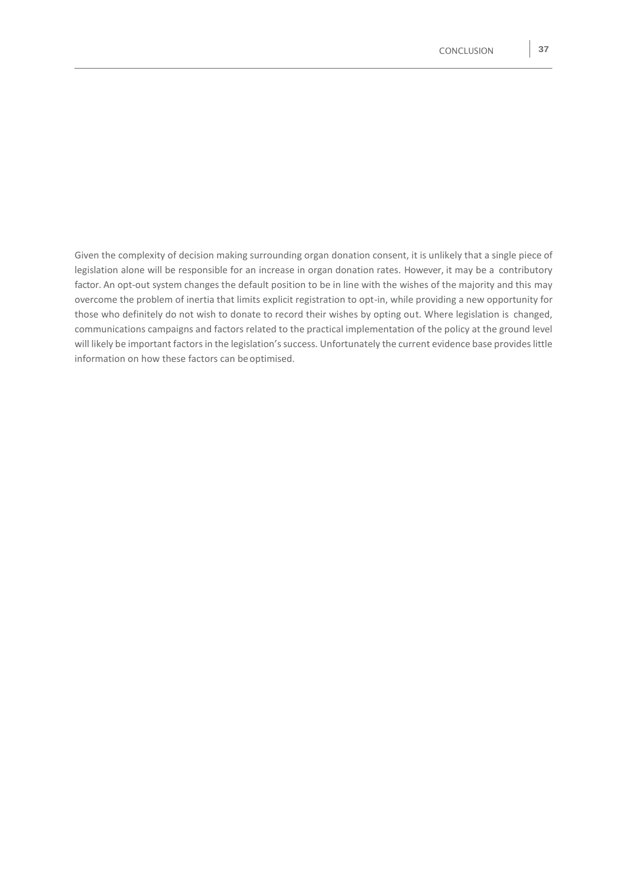Given the complexity of decision making surrounding organ donation consent, it is unlikely that a single piece of legislation alone will be responsible for an increase in organ donation rates. However, it may be a contributory factor. An opt-out system changes the default position to be in line with the wishes of the majority and this may overcome the problem of inertia that limits explicit registration to opt-in, while providing a new opportunity for those who definitely do not wish to donate to record their wishes by opting out. Where legislation is changed, communications campaigns and factors related to the practical implementation of the policy at the ground level will likely be important factors in the legislation's success. Unfortunately the current evidence base provides little information on how these factors can be optimised.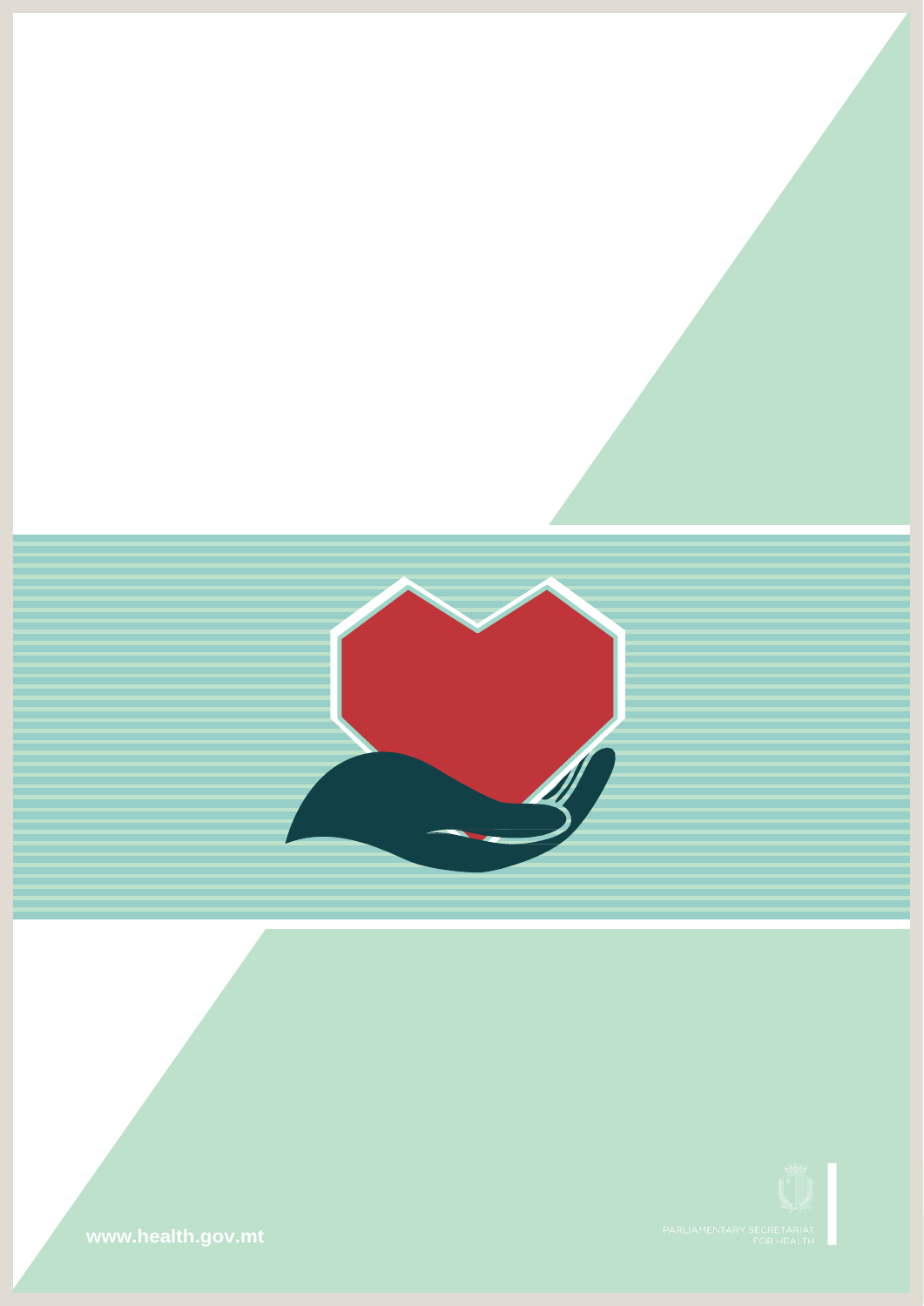www.health.gov.mt

PARLIAMENTARY SECRETARIAT
FOR HEALTH